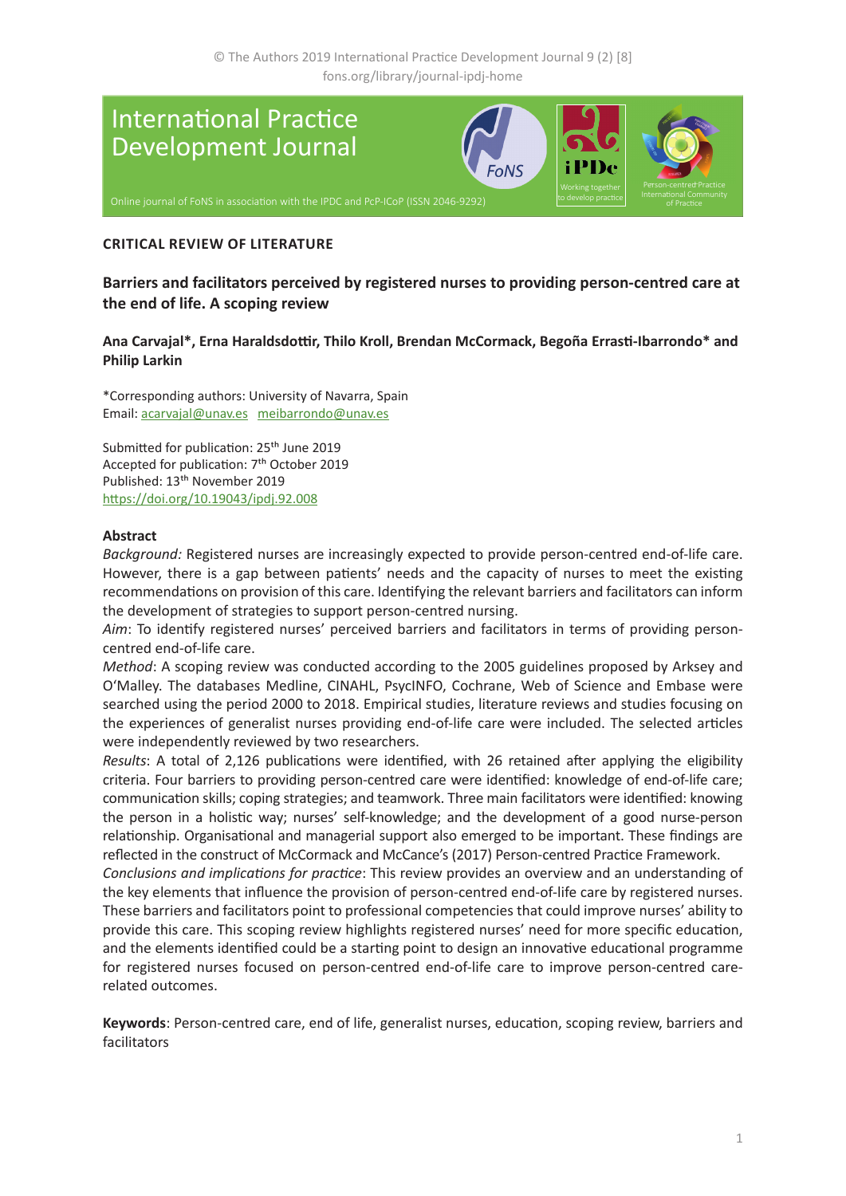CRITICAL REVIEW OF LITERATURE

# Barriers and facilitators perceived by registered nurses to providing person-centred care at the end of life. A scoping review

**Ana Carvajal\*, Erna Haraldsdottir, Thilo Kroll, Brendan McCormack, Begoña Errasti-Ibarrondo\* and Philip Larkin**

\*Corresponding authors: University of Navarra, Spain
Email: acarvajal@unav.es meibarrondo@unav.es

Submitted for publication: 25th June 2019
Accepted for publication: 7th October 2019
Published: 13th November 2019
https://doi.org/10.19043/ipdj.92.008

## Abstract

*Background:* Registered nurses are increasingly expected to provide person-centred end-of-life care. However, there is a gap between patients' needs and the capacity of nurses to meet the existing recommendations on provision of this care. Identifying the relevant barriers and facilitators can inform the development of strategies to support person-centred nursing.

*Aim*: To identify registered nurses' perceived barriers and facilitators in terms of providing person-centred end-of-life care.

*Method*: A scoping review was conducted according to the 2005 guidelines proposed by Arksey and O'Malley. The databases Medline, CINAHL, PsycINFO, Cochrane, Web of Science and Embase were searched using the period 2000 to 2018. Empirical studies, literature reviews and studies focusing on the experiences of generalist nurses providing end-of-life care were included. The selected articles were independently reviewed by two researchers.

*Results*: A total of 2,126 publications were identified, with 26 retained after applying the eligibility criteria. Four barriers to providing person-centred care were identified: knowledge of end-of-life care; communication skills; coping strategies; and teamwork. Three main facilitators were identified: knowing the person in a holistic way; nurses' self-knowledge; and the development of a good nurse-person relationship. Organisational and managerial support also emerged to be important. These findings are reflected in the construct of McCormack and McCance's (2017) Person-centred Practice Framework.

*Conclusions and implications for practice*: This review provides an overview and an understanding of the key elements that influence the provision of person-centred end-of-life care by registered nurses. These barriers and facilitators point to professional competencies that could improve nurses' ability to provide this care. This scoping review highlights registered nurses' need for more specific education, and the elements identified could be a starting point to design an innovative educational programme for registered nurses focused on person-centred end-of-life care to improve person-centred care-related outcomes.

**Keywords**: Person-centred care, end of life, generalist nurses, education, scoping review, barriers and facilitators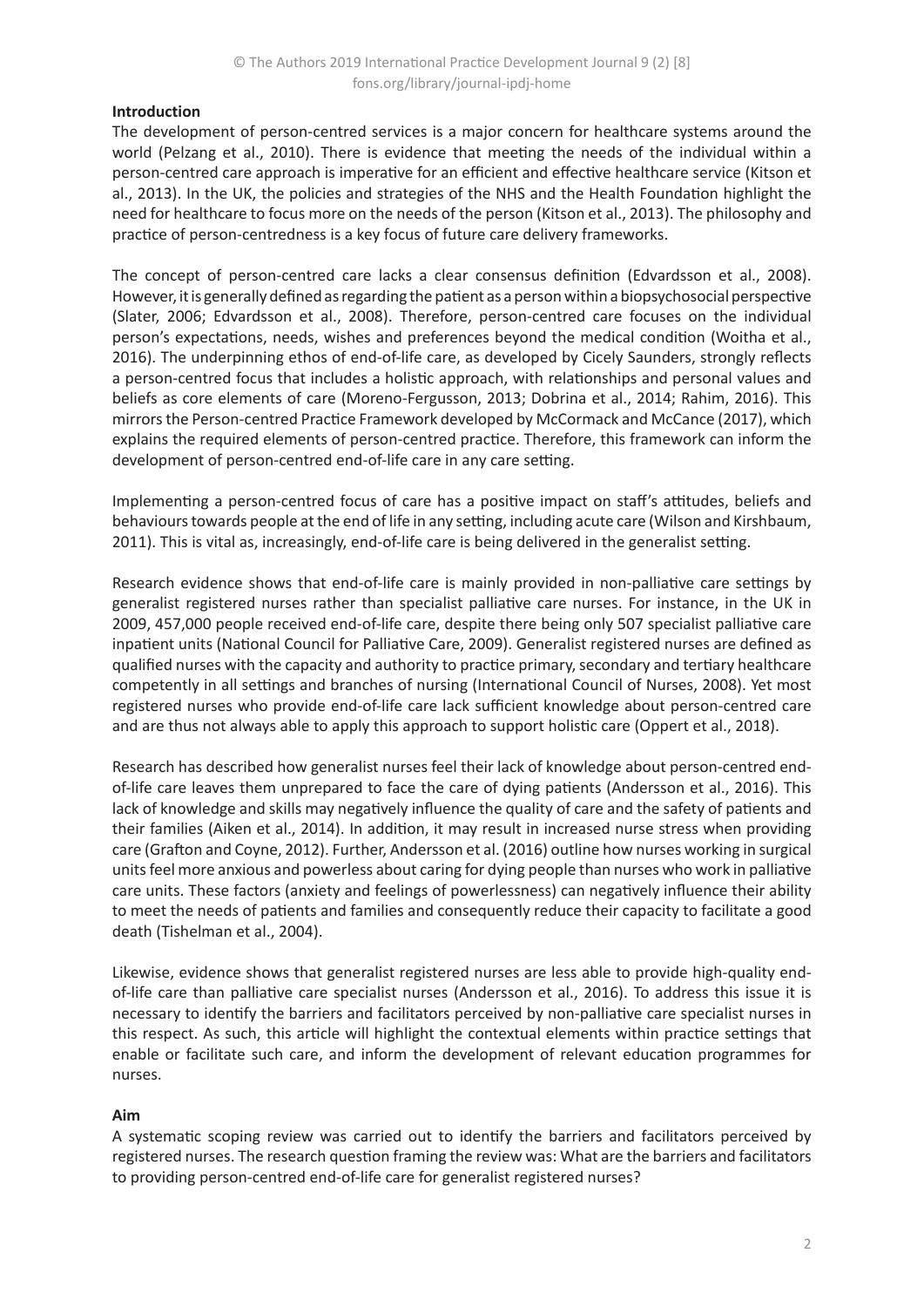**Introduction**

The development of person-centred services is a major concern for healthcare systems around the world (Pelzang et al., 2010). There is evidence that meeting the needs of the individual within a person-centred care approach is imperative for an efficient and effective healthcare service (Kitson et al., 2013). In the UK, the policies and strategies of the NHS and the Health Foundation highlight the need for healthcare to focus more on the needs of the person (Kitson et al., 2013). The philosophy and practice of person-centredness is a key focus of future care delivery frameworks.

The concept of person-centred care lacks a clear consensus definition (Edvardsson et al., 2008). However, it is generally defined as regarding the patient as a person within a biopsychosocial perspective (Slater, 2006; Edvardsson et al., 2008). Therefore, person-centred care focuses on the individual person's expectations, needs, wishes and preferences beyond the medical condition (Woitha et al., 2016). The underpinning ethos of end-of-life care, as developed by Cicely Saunders, strongly reflects a person-centred focus that includes a holistic approach, with relationships and personal values and beliefs as core elements of care (Moreno-Fergusson, 2013; Dobrina et al., 2014; Rahim, 2016). This mirrors the Person-centred Practice Framework developed by McCormack and McCance (2017), which explains the required elements of person-centred practice. Therefore, this framework can inform the development of person-centred end-of-life care in any care setting.

Implementing a person-centred focus of care has a positive impact on staff's attitudes, beliefs and behaviours towards people at the end of life in any setting, including acute care (Wilson and Kirshbaum, 2011). This is vital as, increasingly, end-of-life care is being delivered in the generalist setting.

Research evidence shows that end-of-life care is mainly provided in non-palliative care settings by generalist registered nurses rather than specialist palliative care nurses. For instance, in the UK in 2009, 457,000 people received end-of-life care, despite there being only 507 specialist palliative care inpatient units (National Council for Palliative Care, 2009). Generalist registered nurses are defined as qualified nurses with the capacity and authority to practice primary, secondary and tertiary healthcare competently in all settings and branches of nursing (International Council of Nurses, 2008). Yet most registered nurses who provide end-of-life care lack sufficient knowledge about person-centred care and are thus not always able to apply this approach to support holistic care (Oppert et al., 2018).

Research has described how generalist nurses feel their lack of knowledge about person-centred end-of-life care leaves them unprepared to face the care of dying patients (Andersson et al., 2016). This lack of knowledge and skills may negatively influence the quality of care and the safety of patients and their families (Aiken et al., 2014). In addition, it may result in increased nurse stress when providing care (Grafton and Coyne, 2012). Further, Andersson et al. (2016) outline how nurses working in surgical units feel more anxious and powerless about caring for dying people than nurses who work in palliative care units. These factors (anxiety and feelings of powerlessness) can negatively influence their ability to meet the needs of patients and families and consequently reduce their capacity to facilitate a good death (Tishelman et al., 2004).

Likewise, evidence shows that generalist registered nurses are less able to provide high-quality end-of-life care than palliative care specialist nurses (Andersson et al., 2016). To address this issue it is necessary to identify the barriers and facilitators perceived by non-palliative care specialist nurses in this respect. As such, this article will highlight the contextual elements within practice settings that enable or facilitate such care, and inform the development of relevant education programmes for nurses.

**Aim**

A systematic scoping review was carried out to identify the barriers and facilitators perceived by registered nurses. The research question framing the review was: What are the barriers and facilitators to providing person-centred end-of-life care for generalist registered nurses?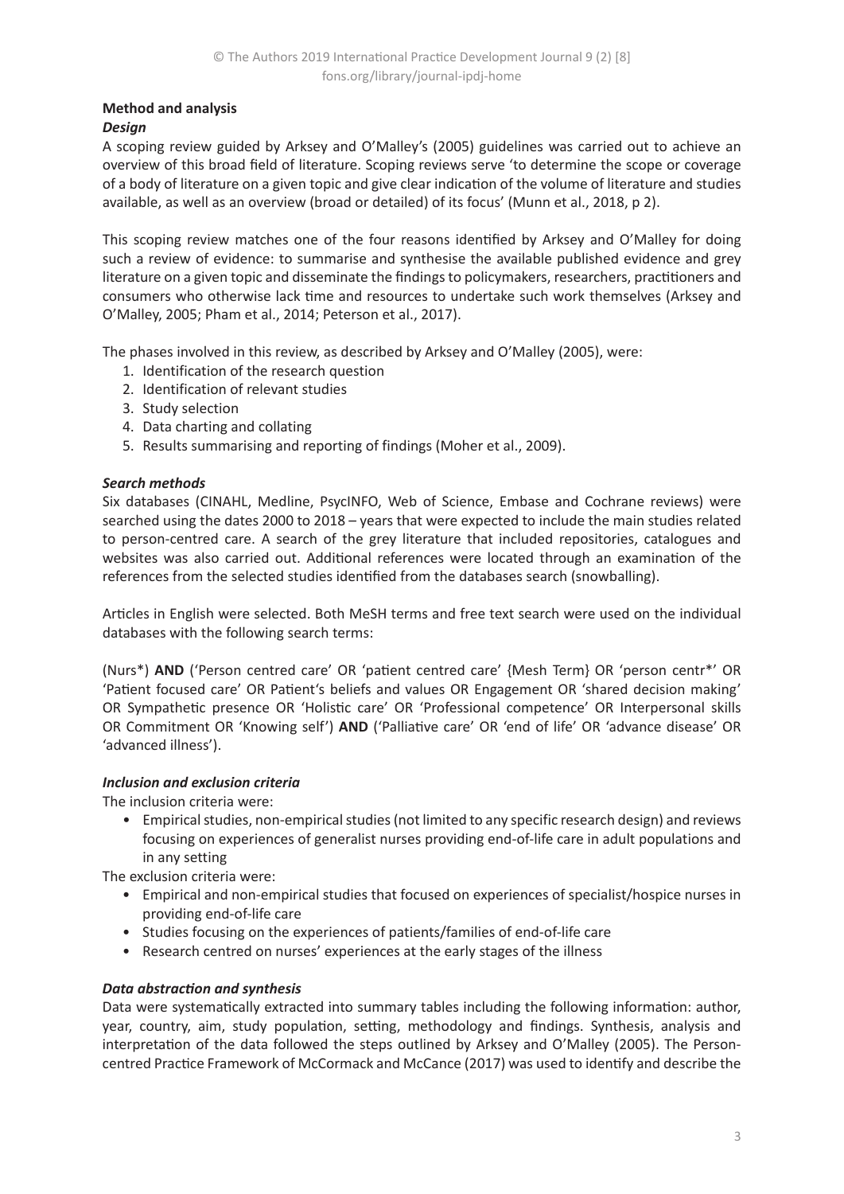## Method and analysis

### *Design*

A scoping review guided by Arksey and O'Malley's (2005) guidelines was carried out to achieve an overview of this broad field of literature. Scoping reviews serve 'to determine the scope or coverage of a body of literature on a given topic and give clear indication of the volume of literature and studies available, as well as an overview (broad or detailed) of its focus' (Munn et al., 2018, p 2).

This scoping review matches one of the four reasons identified by Arksey and O'Malley for doing such a review of evidence: to summarise and synthesise the available published evidence and grey literature on a given topic and disseminate the findings to policymakers, researchers, practitioners and consumers who otherwise lack time and resources to undertake such work themselves (Arksey and O'Malley, 2005; Pham et al., 2014; Peterson et al., 2017).

The phases involved in this review, as described by Arksey and O'Malley (2005), were:

1. Identification of the research question
2. Identification of relevant studies
3. Study selection
4. Data charting and collating
5. Results summarising and reporting of findings (Moher et al., 2009).

### *Search methods*

Six databases (CINAHL, Medline, PsycINFO, Web of Science, Embase and Cochrane reviews) were searched using the dates 2000 to 2018 – years that were expected to include the main studies related to person-centred care. A search of the grey literature that included repositories, catalogues and websites was also carried out. Additional references were located through an examination of the references from the selected studies identified from the databases search (snowballing).

Articles in English were selected. Both MeSH terms and free text search were used on the individual databases with the following search terms:

(Nurs*) **AND** ('Person centred care' OR 'patient centred care' {Mesh Term} OR 'person centr*' OR 'Patient focused care' OR Patient's beliefs and values OR Engagement OR 'shared decision making' OR Sympathetic presence OR 'Holistic care' OR 'Professional competence' OR Interpersonal skills OR Commitment OR 'Knowing self') **AND** ('Palliative care' OR 'end of life' OR 'advance disease' OR 'advanced illness').

### *Inclusion and exclusion criteria*

The inclusion criteria were:

- Empirical studies, non-empirical studies (not limited to any specific research design) and reviews focusing on experiences of generalist nurses providing end-of-life care in adult populations and in any setting

The exclusion criteria were:

- Empirical and non-empirical studies that focused on experiences of specialist/hospice nurses in providing end-of-life care
- Studies focusing on the experiences of patients/families of end-of-life care
- Research centred on nurses' experiences at the early stages of the illness

### *Data abstraction and synthesis*

Data were systematically extracted into summary tables including the following information: author, year, country, aim, study population, setting, methodology and findings. Synthesis, analysis and interpretation of the data followed the steps outlined by Arksey and O'Malley (2005). The Person-centred Practice Framework of McCormack and McCance (2017) was used to identify and describe the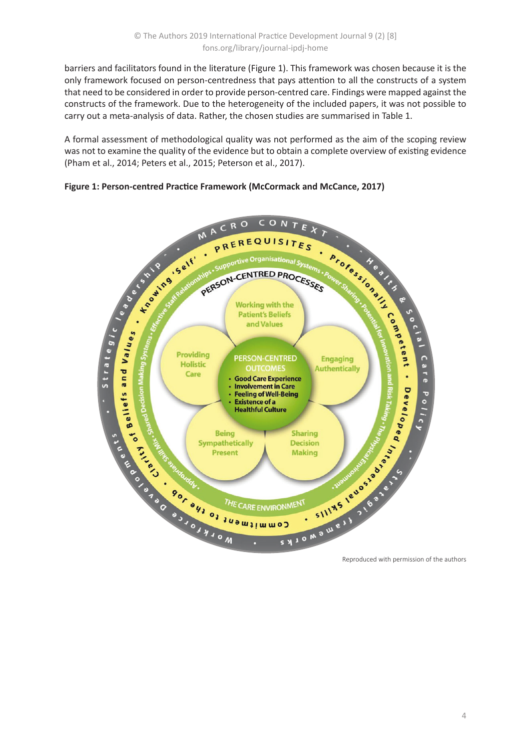barriers and facilitators found in the literature (Figure 1). This framework was chosen because it is the only framework focused on person-centredness that pays attention to all the constructs of a system that need to be considered in order to provide person-centred care. Findings were mapped against the constructs of the framework. Due to the heterogeneity of the included papers, it was not possible to carry out a meta-analysis of data. Rather, the chosen studies are summarised in Table 1.

A formal assessment of methodological quality was not performed as the aim of the scoping review was not to examine the quality of the evidence but to obtain a complete overview of existing evidence (Pham et al., 2014; Peters et al., 2015; Peterson et al., 2017).

**Figure 1: Person-centred Practice Framework (McCormack and McCance, 2017)**

Reproduced with permission of the authors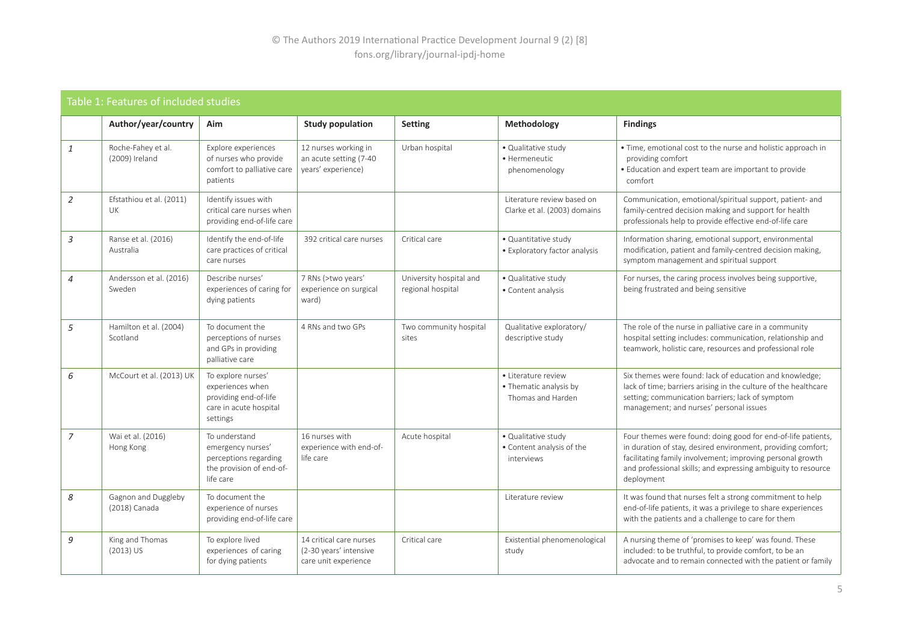Table 1: Features of included studies

| | Author/year/country | Aim | Study population | Setting | Methodology | Findings |
|---|---|---|---|---|---|---|
| *1* | Roche-Fahey et al. (2009) Ireland | Explore experiences of nurses who provide comfort to palliative care patients | 12 nurses working in an acute setting (7-40 years' experience) | Urban hospital | • Qualitative study<br>• Hermeneutic phenomenology | • Time, emotional cost to the nurse and holistic approach in providing comfort<br>• Education and expert team are important to provide comfort |
| *2* | Efstathiou et al. (2011) UK | Identify issues with critical care nurses when providing end-of-life care | | | Literature review based on Clarke et al. (2003) domains | Communication, emotional/spiritual support, patient- and family-centred decision making and support for health professionals help to provide effective end-of-life care |
| *3* | Ranse et al. (2016) Australia | Identify the end-of-life care practices of critical care nurses | 392 critical care nurses | Critical care | • Quantitative study<br>• Exploratory factor analysis | Information sharing, emotional support, environmental modification, patient and family-centred decision making, symptom management and spiritual support |
| *4* | Andersson et al. (2016) Sweden | Describe nurses' experiences of caring for dying patients | 7 RNs (>two years' experience on surgical ward) | University hospital and regional hospital | • Qualitative study<br>• Content analysis | For nurses, the caring process involves being supportive, being frustrated and being sensitive |
| *5* | Hamilton et al. (2004) Scotland | To document the perceptions of nurses and GPs in providing palliative care | 4 RNs and two GPs | Two community hospital sites | Qualitative exploratory/ descriptive study | The role of the nurse in palliative care in a community hospital setting includes: communication, relationship and teamwork, holistic care, resources and professional role |
| *6* | McCourt et al. (2013) UK | To explore nurses' experiences when providing end-of-life care in acute hospital settings | | | • Literature review<br>• Thematic analysis by Thomas and Harden | Six themes were found: lack of education and knowledge; lack of time; barriers arising in the culture of the healthcare setting; communication barriers; lack of symptom management; and nurses' personal issues |
| *7* | Wai et al. (2016) Hong Kong | To understand emergency nurses' perceptions regarding the provision of end-of-life care | 16 nurses with experience with end-of-life care | Acute hospital | • Qualitative study<br>• Content analysis of the interviews | Four themes were found: doing good for end-of-life patients, in duration of stay, desired environment, providing comfort; facilitating family involvement; improving personal growth and professional skills; and expressing ambiguity to resource deployment |
| *8* | Gagnon and Duggleby (2018) Canada | To document the experience of nurses providing end-of-life care | | | Literature review | It was found that nurses felt a strong commitment to help end-of-life patients, it was a privilege to share experiences with the patients and a challenge to care for them |
| *9* | King and Thomas (2013) US | To explore lived experiences of caring for dying patients | 14 critical care nurses (2-30 years' intensive care unit experience | Critical care | Existential phenomenological study | A nursing theme of 'promises to keep' was found. These included: to be truthful, to provide comfort, to be an advocate and to remain connected with the patient or family |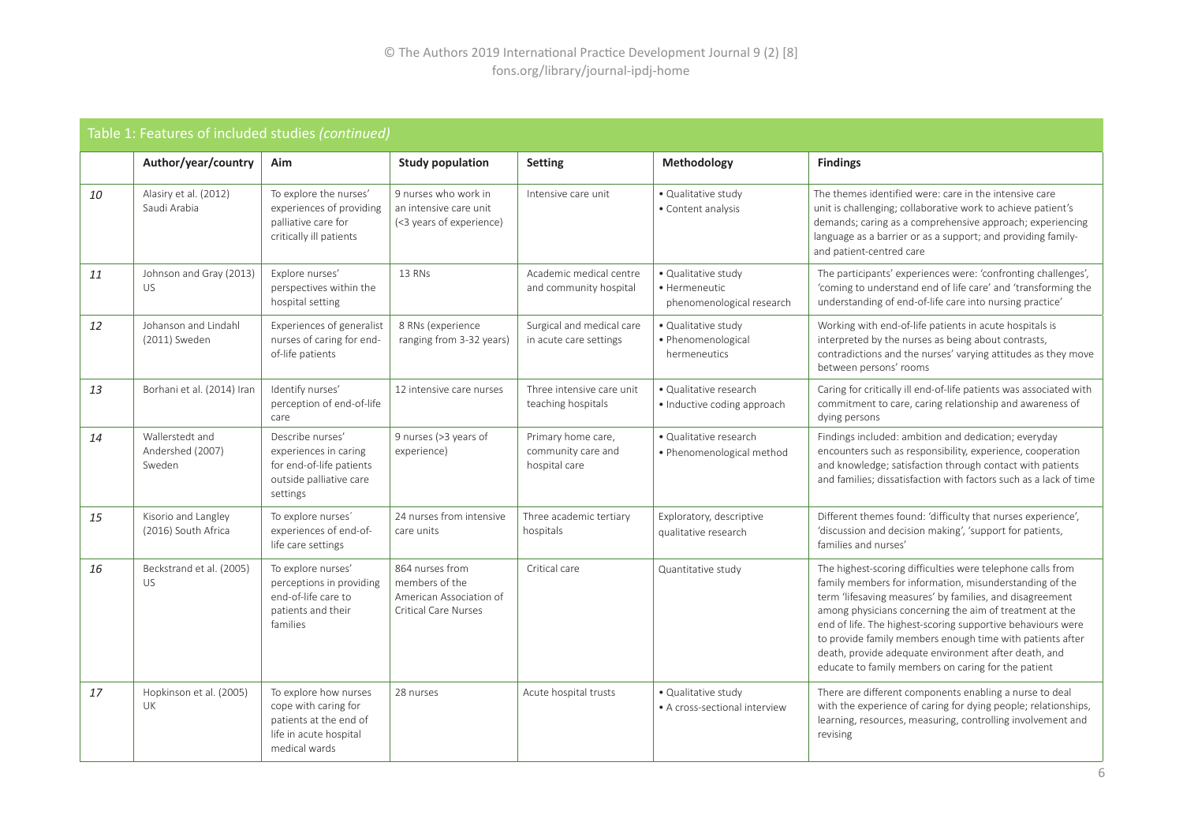Table 1: Features of included studies *(continued)*

| | Author/year/country | Aim | Study population | Setting | Methodology | Findings |
|---|---|---|---|---|---|---|
| *10* | Alasiry et al. (2012) Saudi Arabia | To explore the nurses' experiences of providing palliative care for critically ill patients | 9 nurses who work in an intensive care unit (<3 years of experience) | Intensive care unit | • Qualitative study<br>• Content analysis | The themes identified were: care in the intensive care unit is challenging; collaborative work to achieve patient's demands; caring as a comprehensive approach; experiencing language as a barrier or as a support; and providing family- and patient-centred care |
| *11* | Johnson and Gray (2013) US | Explore nurses' perspectives within the hospital setting | 13 RNs | Academic medical centre and community hospital | • Qualitative study<br>• Hermeneutic phenomenological research | The participants' experiences were: 'confronting challenges', 'coming to understand end of life care' and 'transforming the understanding of end-of-life care into nursing practice' |
| *12* | Johanson and Lindahl (2011) Sweden | Experiences of generalist nurses of caring for end-of-life patients | 8 RNs (experience ranging from 3-32 years) | Surgical and medical care in acute care settings | • Qualitative study<br>• Phenomenological hermeneutics | Working with end-of-life patients in acute hospitals is interpreted by the nurses as being about contrasts, contradictions and the nurses' varying attitudes as they move between persons' rooms |
| *13* | Borhani et al. (2014) Iran | Identify nurses' perception of end-of-life care | 12 intensive care nurses | Three intensive care unit teaching hospitals | • Qualitative research<br>• Inductive coding approach | Caring for critically ill end-of-life patients was associated with commitment to care, caring relationship and awareness of dying persons |
| *14* | Wallerstedt and Andershed (2007) Sweden | Describe nurses' experiences in caring for end-of-life patients outside palliative care settings | 9 nurses (>3 years of experience) | Primary home care, community care and hospital care | • Qualitative research<br>• Phenomenological method | Findings included: ambition and dedication; everyday encounters such as responsibility, experience, cooperation and knowledge; satisfaction through contact with patients and families; dissatisfaction with factors such as a lack of time |
| *15* | Kisorio and Langley (2016) South Africa | To explore nurses´ experiences of end-of-life care settings | 24 nurses from intensive care units | Three academic tertiary hospitals | Exploratory, descriptive qualitative research | Different themes found: 'difficulty that nurses experience', 'discussion and decision making', 'support for patients, families and nurses' |
| *16* | Beckstrand et al. (2005) US | To explore nurses' perceptions in providing end-of-life care to patients and their families | 864 nurses from members of the American Association of Critical Care Nurses | Critical care | Quantitative study | The highest-scoring difficulties were telephone calls from family members for information, misunderstanding of the term 'lifesaving measures' by families, and disagreement among physicians concerning the aim of treatment at the end of life. The highest-scoring supportive behaviours were to provide family members enough time with patients after death, provide adequate environment after death, and educate to family members on caring for the patient |
| *17* | Hopkinson et al. (2005) UK | To explore how nurses cope with caring for patients at the end of life in acute hospital medical wards | 28 nurses | Acute hospital trusts | • Qualitative study<br>• A cross-sectional interview | There are different components enabling a nurse to deal with the experience of caring for dying people; relationships, learning, resources, measuring, controlling involvement and revising |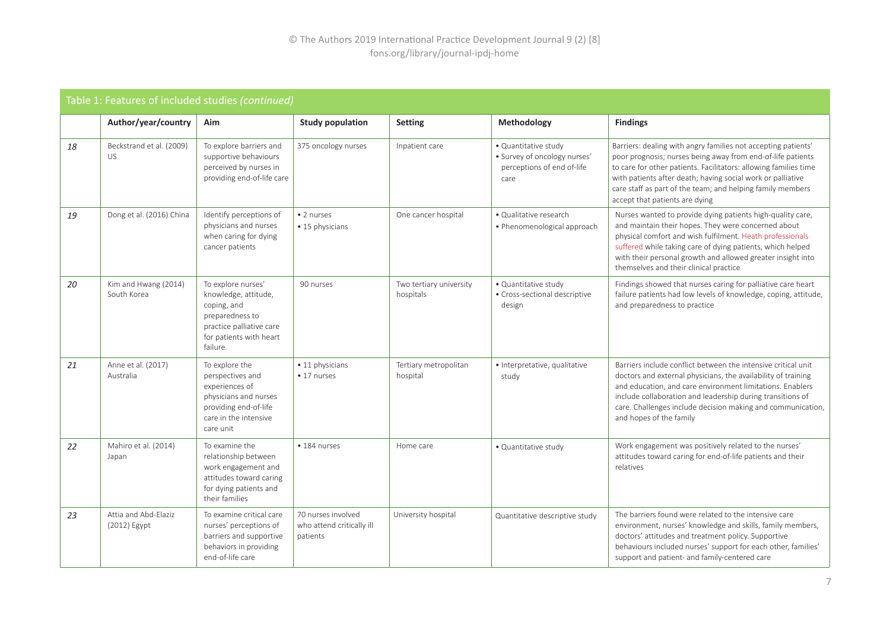Table 1: Features of included studies *(continued)*

| | Author/year/country | Aim | Study population | Setting | Methodology | Findings |
|---|---|---|---|---|---|---|
| 18 | Beckstrand et al. (2009) US | To explore barriers and supportive behaviours perceived by nurses in providing end-of-life care | 375 oncology nurses | Inpatient care | • Quantitative study<br>• Survey of oncology nurses' perceptions of end of-life care | Barriers: dealing with angry families not accepting patients' poor prognosis; nurses being away from end-of-life patients to care for other patients. Facilitators: allowing families time with patients after death; having social work or palliative care staff as part of the team; and helping family members accept that patients are dying |
| 19 | Dong et al. (2016) China | Identify perceptions of physicians and nurses when caring for dying cancer patients | • 2 nurses<br>• 15 physicians | One cancer hospital | • Qualitative research<br>• Phenomenological approach | Nurses wanted to provide dying patients high-quality care, and maintain their hopes. They were concerned about physical comfort and wish fulfilment. Heath professionals suffered while taking care of dying patients, which helped with their personal growth and allowed greater insight into themselves and their clinical practice |
| 20 | Kim and Hwang (2014) South Korea | To explore nurses' knowledge, attitude, coping, and preparedness to practice palliative care for patients with heart failure | 90 nurses | Two tertiary university hospitals | • Quantitative study<br>• Cross-sectional descriptive design | Findings showed that nurses caring for palliative care heart failure patients had low levels of knowledge, coping, attitude, and preparedness to practice |
| 21 | Anne et al. (2017) Australia | To explore the perspectives and experiences of physicians and nurses providing end-of-life care in the intensive care unit | • 11 physicians<br>• 17 nurses | Tertiary metropolitan hospital | • Interpretative, qualitative study | Barriers include conflict between the intensive critical unit doctors and external physicians, the availability of training and education, and care environment limitations. Enablers include collaboration and leadership during transitions of care. Challenges include decision making and communication, and hopes of the family |
| 22 | Mahiro et al. (2014) Japan | To examine the relationship between work engagement and attitudes toward caring for dying patients and their families | • 184 nurses | Home care | • Quantitative study | Work engagement was positively related to the nurses' attitudes toward caring for end-of-life patients and their relatives |
| 23 | Attia and Abd-Elaziz (2012) Egypt | To examine critical care nurses' perceptions of barriers and supportive behaviors in providing end-of-life care | 70 nurses involved who attend critically ill patients | University hospital | Quantitative descriptive study | The barriers found were related to the intensive care environment, nurses' knowledge and skills, family members, doctors' attitudes and treatment policy. Supportive behaviours included nurses' support for each other, families' support and patient- and family-centered care |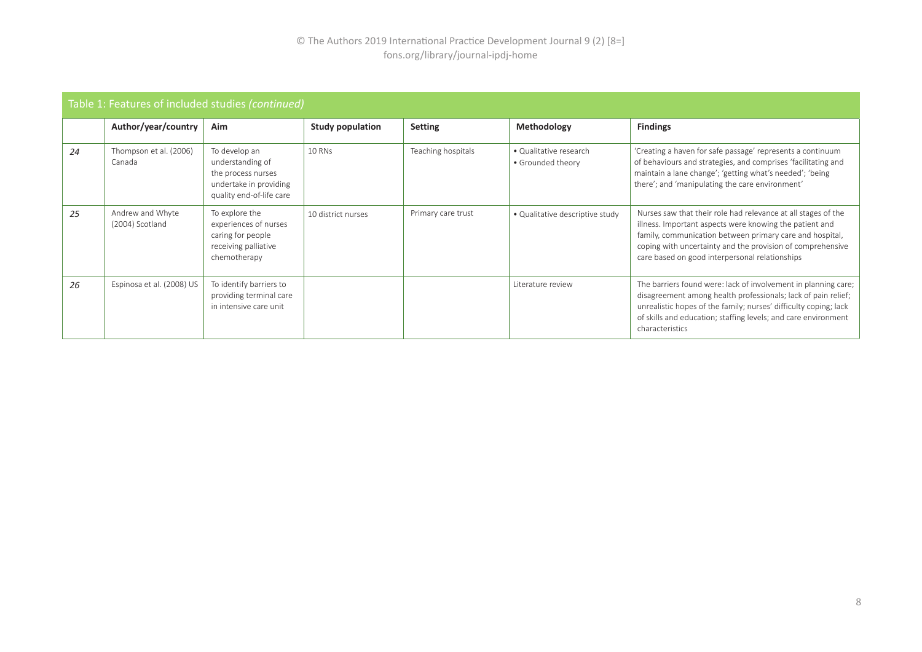Table 1: Features of included studies *(continued)*

| | Author/year/country | Aim | Study population | Setting | Methodology | Findings |
|---|---|---|---|---|---|---|
| *24* | Thompson et al. (2006) Canada | To develop an understanding of the process nurses undertake in providing quality end-of-life care | 10 RNs | Teaching hospitals | • Qualitative research<br>• Grounded theory | 'Creating a haven for safe passage' represents a continuum of behaviours and strategies, and comprises 'facilitating and maintain a lane change'; 'getting what's needed'; 'being there'; and 'manipulating the care environment' |
| *25* | Andrew and Whyte (2004) Scotland | To explore the experiences of nurses caring for people receiving palliative chemotherapy | 10 district nurses | Primary care trust | • Qualitative descriptive study | Nurses saw that their role had relevance at all stages of the illness. Important aspects were knowing the patient and family, communication between primary care and hospital, coping with uncertainty and the provision of comprehensive care based on good interpersonal relationships |
| *26* | Espinosa et al. (2008) US | To identify barriers to providing terminal care in intensive care unit | | | Literature review | The barriers found were: lack of involvement in planning care; disagreement among health professionals; lack of pain relief; unrealistic hopes of the family; nurses' difficulty coping; lack of skills and education; staffing levels; and care environment characteristics |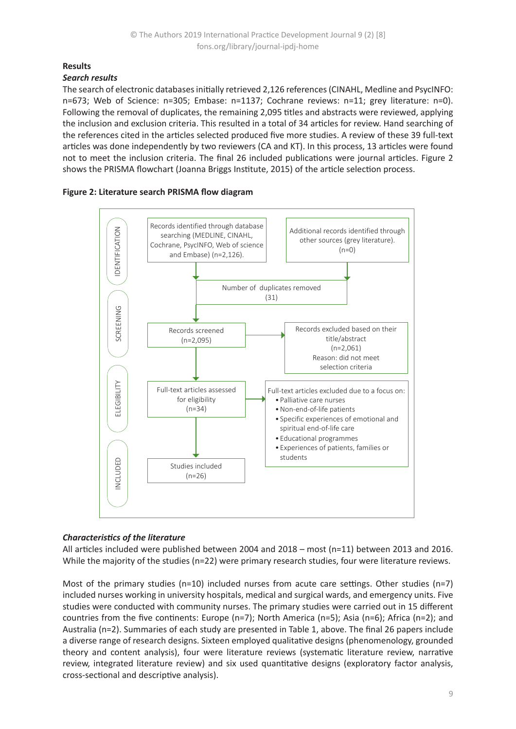## Results

### *Search results*

The search of electronic databases initially retrieved 2,126 references (CINAHL, Medline and PsycINFO: n=673; Web of Science: n=305; Embase: n=1137; Cochrane reviews: n=11; grey literature: n=0). Following the removal of duplicates, the remaining 2,095 titles and abstracts were reviewed, applying the inclusion and exclusion criteria. This resulted in a total of 34 articles for review. Hand searching of the references cited in the articles selected produced five more studies. A review of these 39 full-text articles was done independently by two reviewers (CA and KT). In this process, 13 articles were found not to meet the inclusion criteria. The final 26 included publications were journal articles. Figure 2 shows the PRISMA flowchart (Joanna Briggs Institute, 2015) of the article selection process.

**Figure 2: Literature search PRISMA flow diagram**

IDENTIFICATION

- Records identified through database searching (MEDLINE, CINAHL, Cochrane, PsycINFO, Web of science and Embase) (n=2,126).
- Additional records identified through other sources (grey literature). (n=0)
- Number of duplicates removed (31)

SCREENING

- Records screened (n=2,095)
- Records excluded based on their title/abstract (n=2,061) Reason: did not meet selection criteria

ELEGIBILITY

- Full-text articles assessed for eligibility (n=34)
- Full-text articles excluded due to a focus on:
  - Palliative care nurses
  - Non-end-of-life patients
  - Specific experiences of emotional and spiritual end-of-life care
  - Educational programmes
  - Experiences of patients, families or students

INCLUDED

- Studies included (n=26)

### *Characteristics of the literature*

All articles included were published between 2004 and 2018 – most (n=11) between 2013 and 2016. While the majority of the studies (n=22) were primary research studies, four were literature reviews.

Most of the primary studies (n=10) included nurses from acute care settings. Other studies (n=7) included nurses working in university hospitals, medical and surgical wards, and emergency units. Five studies were conducted with community nurses. The primary studies were carried out in 15 different countries from the five continents: Europe (n=7); North America (n=5); Asia (n=6); Africa (n=2); and Australia (n=2). Summaries of each study are presented in Table 1, above. The final 26 papers include a diverse range of research designs. Sixteen employed qualitative designs (phenomenology, grounded theory and content analysis), four were literature reviews (systematic literature review, narrative review, integrated literature review) and six used quantitative designs (exploratory factor analysis, cross-sectional and descriptive analysis).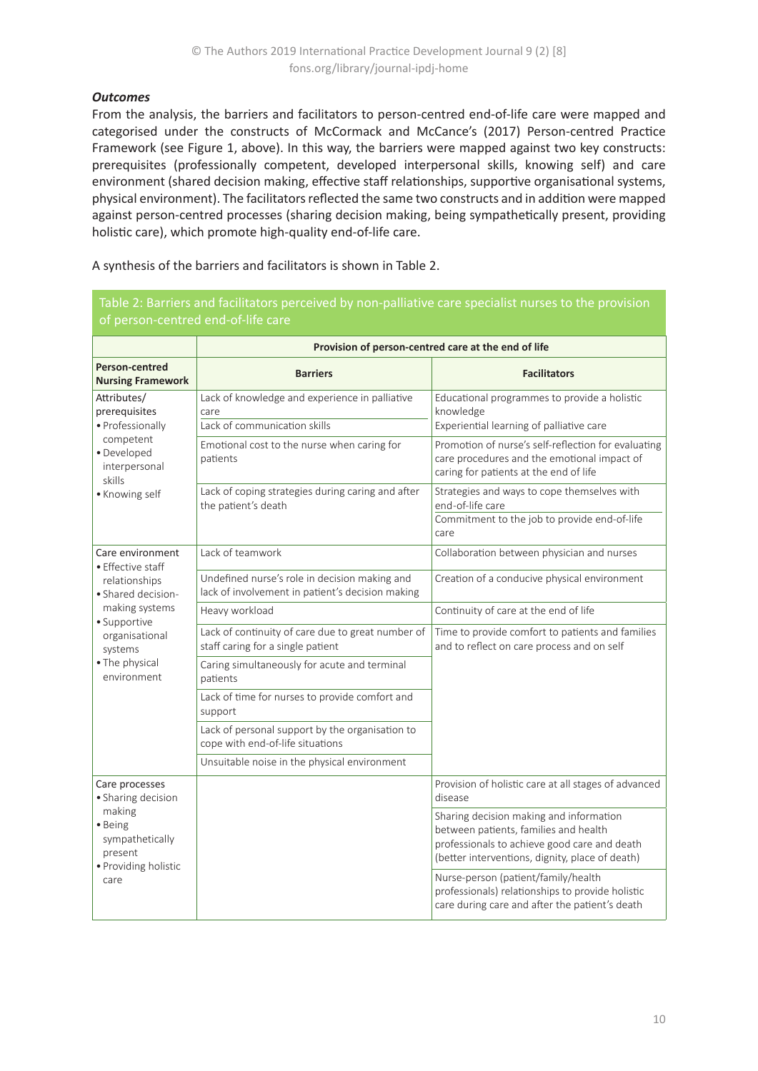***Outcomes***

From the analysis, the barriers and facilitators to person-centred end-of-life care were mapped and categorised under the constructs of McCormack and McCance's (2017) Person-centred Practice Framework (see Figure 1, above). In this way, the barriers were mapped against two key constructs: prerequisites (professionally competent, developed interpersonal skills, knowing self) and care environment (shared decision making, effective staff relationships, supportive organisational systems, physical environment). The facilitators reflected the same two constructs and in addition were mapped against person-centred processes (sharing decision making, being sympathetically present, providing holistic care), which promote high-quality end-of-life care.

A synthesis of the barriers and facilitators is shown in Table 2.

Table 2: Barriers and facilitators perceived by non-palliative care specialist nurses to the provision of person-centred end-of-life care

| | Provision of person-centred care at the end of life | |
|---|---|---|
| **Person-centred Nursing Framework** | **Barriers** | **Facilitators** |
| Attributes/ prerequisites<br>• Professionally competent<br>• Developed interpersonal skills<br>• Knowing self | Lack of knowledge and experience in palliative care<br>Lack of communication skills | Educational programmes to provide a holistic knowledge<br>Experiential learning of palliative care |
| | Emotional cost to the nurse when caring for patients | Promotion of nurse's self-reflection for evaluating care procedures and the emotional impact of caring for patients at the end of life |
| | Lack of coping strategies during caring and after the patient's death | Strategies and ways to cope themselves with end-of-life care<br>Commitment to the job to provide end-of-life care |
| Care environment<br>• Effective staff relationships<br>• Shared decision-making systems<br>• Supportive organisational systems<br>• The physical environment | Lack of teamwork | Collaboration between physician and nurses |
| | Undefined nurse's role in decision making and lack of involvement in patient's decision making | Creation of a conducive physical environment |
| | Heavy workload | Continuity of care at the end of life |
| | Lack of continuity of care due to great number of staff caring for a single patient | Time to provide comfort to patients and families and to reflect on care process and on self |
| | Caring simultaneously for acute and terminal patients | |
| | Lack of time for nurses to provide comfort and support | |
| | Lack of personal support by the organisation to cope with end-of-life situations | |
| | Unsuitable noise in the physical environment | |
| Care processes<br>• Sharing decision making<br>• Being sympathetically present<br>• Providing holistic care | | Provision of holistic care at all stages of advanced disease |
| | | Sharing decision making and information between patients, families and health professionals to achieve good care and death (better interventions, dignity, place of death) |
| | | Nurse-person (patient/family/health professionals) relationships to provide holistic care during care and after the patient's death |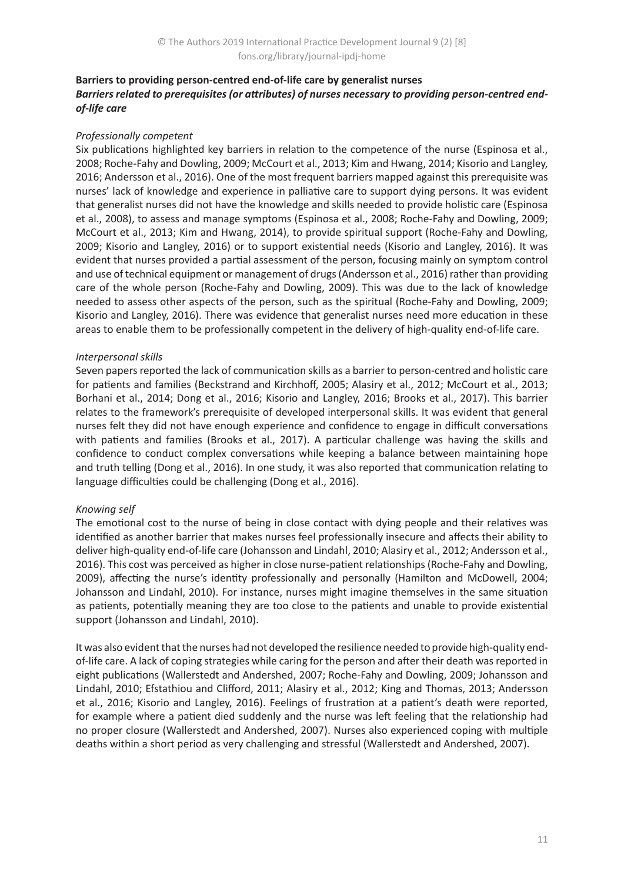### Barriers to providing person-centred end-of-life care by generalist nurses

#### *Barriers related to prerequisites (or attributes) of nurses necessary to providing person-centred end-of-life care*

*Professionally competent*

Six publications highlighted key barriers in relation to the competence of the nurse (Espinosa et al., 2008; Roche-Fahy and Dowling, 2009; McCourt et al., 2013; Kim and Hwang, 2014; Kisorio and Langley, 2016; Andersson et al., 2016). One of the most frequent barriers mapped against this prerequisite was nurses' lack of knowledge and experience in palliative care to support dying persons. It was evident that generalist nurses did not have the knowledge and skills needed to provide holistic care (Espinosa et al., 2008), to assess and manage symptoms (Espinosa et al., 2008; Roche-Fahy and Dowling, 2009; McCourt et al., 2013; Kim and Hwang, 2014), to provide spiritual support (Roche-Fahy and Dowling, 2009; Kisorio and Langley, 2016) or to support existential needs (Kisorio and Langley, 2016). It was evident that nurses provided a partial assessment of the person, focusing mainly on symptom control and use of technical equipment or management of drugs (Andersson et al., 2016) rather than providing care of the whole person (Roche-Fahy and Dowling, 2009). This was due to the lack of knowledge needed to assess other aspects of the person, such as the spiritual (Roche-Fahy and Dowling, 2009; Kisorio and Langley, 2016). There was evidence that generalist nurses need more education in these areas to enable them to be professionally competent in the delivery of high-quality end-of-life care.

*Interpersonal skills*

Seven papers reported the lack of communication skills as a barrier to person-centred and holistic care for patients and families (Beckstrand and Kirchhoff, 2005; Alasiry et al., 2012; McCourt et al., 2013; Borhani et al., 2014; Dong et al., 2016; Kisorio and Langley, 2016; Brooks et al., 2017). This barrier relates to the framework's prerequisite of developed interpersonal skills. It was evident that general nurses felt they did not have enough experience and confidence to engage in difficult conversations with patients and families (Brooks et al., 2017). A particular challenge was having the skills and confidence to conduct complex conversations while keeping a balance between maintaining hope and truth telling (Dong et al., 2016). In one study, it was also reported that communication relating to language difficulties could be challenging (Dong et al., 2016).

*Knowing self*

The emotional cost to the nurse of being in close contact with dying people and their relatives was identified as another barrier that makes nurses feel professionally insecure and affects their ability to deliver high-quality end-of-life care (Johansson and Lindahl, 2010; Alasiry et al., 2012; Andersson et al., 2016). This cost was perceived as higher in close nurse-patient relationships (Roche-Fahy and Dowling, 2009), affecting the nurse's identity professionally and personally (Hamilton and McDowell, 2004; Johansson and Lindahl, 2010). For instance, nurses might imagine themselves in the same situation as patients, potentially meaning they are too close to the patients and unable to provide existential support (Johansson and Lindahl, 2010).

It was also evident that the nurses had not developed the resilience needed to provide high-quality end-of-life care. A lack of coping strategies while caring for the person and after their death was reported in eight publications (Wallerstedt and Andershed, 2007; Roche-Fahy and Dowling, 2009; Johansson and Lindahl, 2010; Efstathiou and Clifford, 2011; Alasiry et al., 2012; King and Thomas, 2013; Andersson et al., 2016; Kisorio and Langley, 2016). Feelings of frustration at a patient's death were reported, for example where a patient died suddenly and the nurse was left feeling that the relationship had no proper closure (Wallerstedt and Andershed, 2007). Nurses also experienced coping with multiple deaths within a short period as very challenging and stressful (Wallerstedt and Andershed, 2007).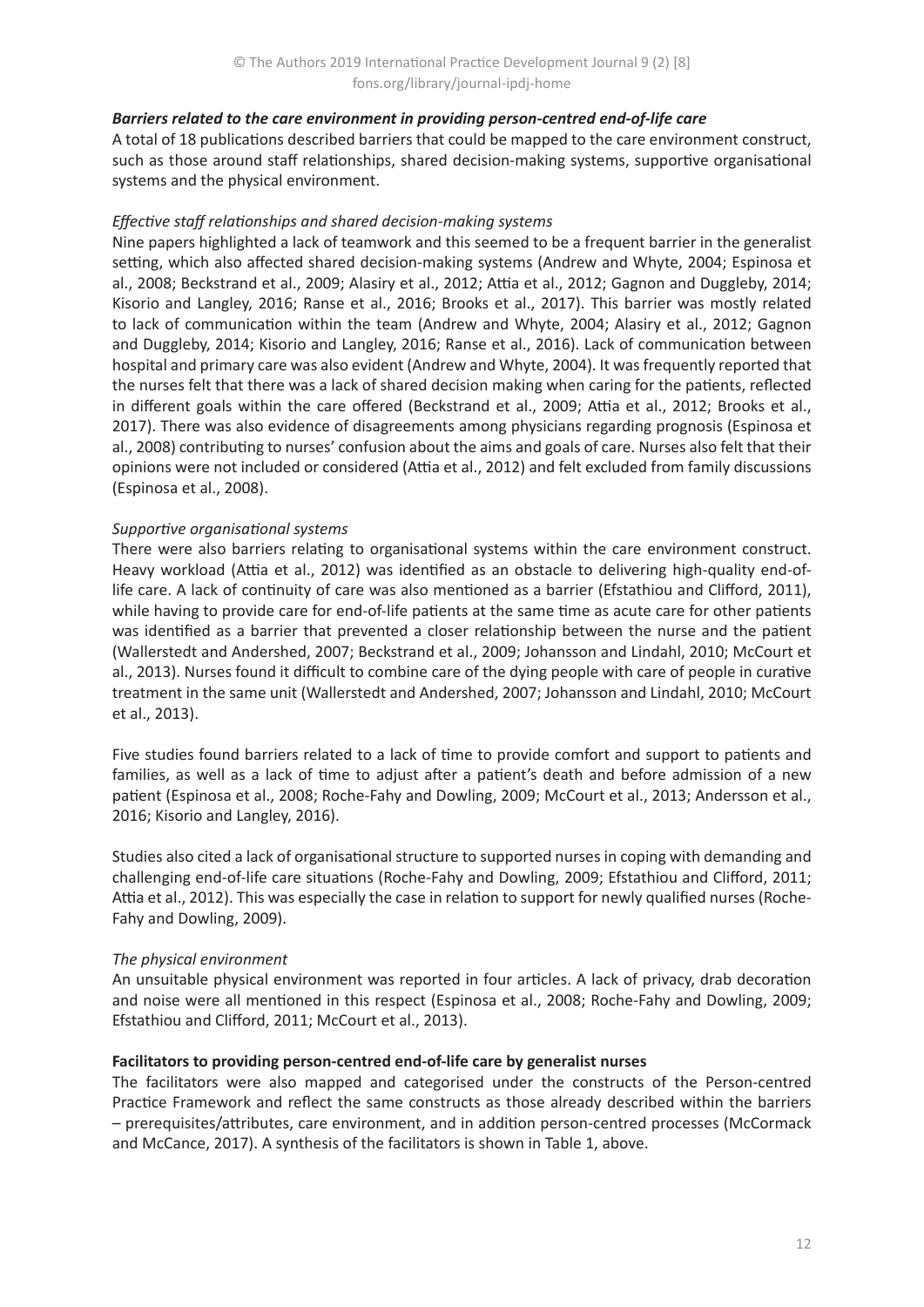### *Barriers related to the care environment in providing person-centred end-of-life care*

A total of 18 publications described barriers that could be mapped to the care environment construct, such as those around staff relationships, shared decision-making systems, supportive organisational systems and the physical environment.

#### *Effective staff relationships and shared decision-making systems*

Nine papers highlighted a lack of teamwork and this seemed to be a frequent barrier in the generalist setting, which also affected shared decision-making systems (Andrew and Whyte, 2004; Espinosa et al., 2008; Beckstrand et al., 2009; Alasiry et al., 2012; Attia et al., 2012; Gagnon and Duggleby, 2014; Kisorio and Langley, 2016; Ranse et al., 2016; Brooks et al., 2017). This barrier was mostly related to lack of communication within the team (Andrew and Whyte, 2004; Alasiry et al., 2012; Gagnon and Duggleby, 2014; Kisorio and Langley, 2016; Ranse et al., 2016). Lack of communication between hospital and primary care was also evident (Andrew and Whyte, 2004). It was frequently reported that the nurses felt that there was a lack of shared decision making when caring for the patients, reflected in different goals within the care offered (Beckstrand et al., 2009; Attia et al., 2012; Brooks et al., 2017). There was also evidence of disagreements among physicians regarding prognosis (Espinosa et al., 2008) contributing to nurses' confusion about the aims and goals of care. Nurses also felt that their opinions were not included or considered (Attia et al., 2012) and felt excluded from family discussions (Espinosa et al., 2008).

#### *Supportive organisational systems*

There were also barriers relating to organisational systems within the care environment construct. Heavy workload (Attia et al., 2012) was identified as an obstacle to delivering high-quality end-of-life care. A lack of continuity of care was also mentioned as a barrier (Efstathiou and Clifford, 2011), while having to provide care for end-of-life patients at the same time as acute care for other patients was identified as a barrier that prevented a closer relationship between the nurse and the patient (Wallerstedt and Andershed, 2007; Beckstrand et al., 2009; Johansson and Lindahl, 2010; McCourt et al., 2013). Nurses found it difficult to combine care of the dying people with care of people in curative treatment in the same unit (Wallerstedt and Andershed, 2007; Johansson and Lindahl, 2010; McCourt et al., 2013).

Five studies found barriers related to a lack of time to provide comfort and support to patients and families, as well as a lack of time to adjust after a patient's death and before admission of a new patient (Espinosa et al., 2008; Roche-Fahy and Dowling, 2009; McCourt et al., 2013; Andersson et al., 2016; Kisorio and Langley, 2016).

Studies also cited a lack of organisational structure to supported nurses in coping with demanding and challenging end-of-life care situations (Roche-Fahy and Dowling, 2009; Efstathiou and Clifford, 2011; Attia et al., 2012). This was especially the case in relation to support for newly qualified nurses (Roche-Fahy and Dowling, 2009).

#### *The physical environment*

An unsuitable physical environment was reported in four articles. A lack of privacy, drab decoration and noise were all mentioned in this respect (Espinosa et al., 2008; Roche-Fahy and Dowling, 2009; Efstathiou and Clifford, 2011; McCourt et al., 2013).

### **Facilitators to providing person-centred end-of-life care by generalist nurses**

The facilitators were also mapped and categorised under the constructs of the Person-centred Practice Framework and reflect the same constructs as those already described within the barriers – prerequisites/attributes, care environment, and in addition person-centred processes (McCormack and McCance, 2017). A synthesis of the facilitators is shown in Table 1, above.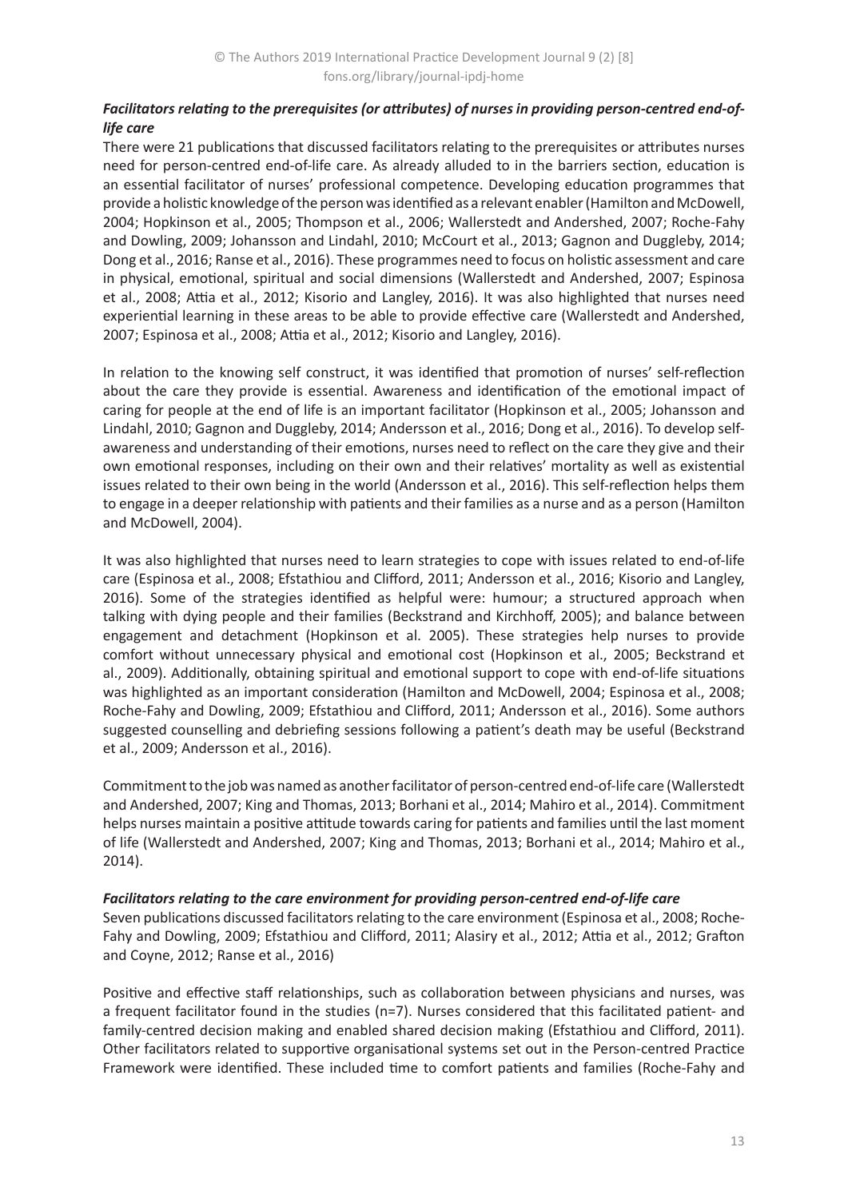### *Facilitators relating to the prerequisites (or attributes) of nurses in providing person-centred end-of-life care*

There were 21 publications that discussed facilitators relating to the prerequisites or attributes nurses need for person-centred end-of-life care. As already alluded to in the barriers section, education is an essential facilitator of nurses' professional competence. Developing education programmes that provide a holistic knowledge of the person was identified as a relevant enabler (Hamilton and McDowell, 2004; Hopkinson et al., 2005; Thompson et al., 2006; Wallerstedt and Andershed, 2007; Roche-Fahy and Dowling, 2009; Johansson and Lindahl, 2010; McCourt et al., 2013; Gagnon and Duggleby, 2014; Dong et al., 2016; Ranse et al., 2016). These programmes need to focus on holistic assessment and care in physical, emotional, spiritual and social dimensions (Wallerstedt and Andershed, 2007; Espinosa et al., 2008; Attia et al., 2012; Kisorio and Langley, 2016). It was also highlighted that nurses need experiential learning in these areas to be able to provide effective care (Wallerstedt and Andershed, 2007; Espinosa et al., 2008; Attia et al., 2012; Kisorio and Langley, 2016).

In relation to the knowing self construct, it was identified that promotion of nurses' self-reflection about the care they provide is essential. Awareness and identification of the emotional impact of caring for people at the end of life is an important facilitator (Hopkinson et al., 2005; Johansson and Lindahl, 2010; Gagnon and Duggleby, 2014; Andersson et al., 2016; Dong et al., 2016). To develop self-awareness and understanding of their emotions, nurses need to reflect on the care they give and their own emotional responses, including on their own and their relatives' mortality as well as existential issues related to their own being in the world (Andersson et al., 2016). This self-reflection helps them to engage in a deeper relationship with patients and their families as a nurse and as a person (Hamilton and McDowell, 2004).

It was also highlighted that nurses need to learn strategies to cope with issues related to end-of-life care (Espinosa et al., 2008; Efstathiou and Clifford, 2011; Andersson et al., 2016; Kisorio and Langley, 2016). Some of the strategies identified as helpful were: humour; a structured approach when talking with dying people and their families (Beckstrand and Kirchhoff, 2005); and balance between engagement and detachment (Hopkinson et al. 2005). These strategies help nurses to provide comfort without unnecessary physical and emotional cost (Hopkinson et al., 2005; Beckstrand et al., 2009). Additionally, obtaining spiritual and emotional support to cope with end-of-life situations was highlighted as an important consideration (Hamilton and McDowell, 2004; Espinosa et al., 2008; Roche-Fahy and Dowling, 2009; Efstathiou and Clifford, 2011; Andersson et al., 2016). Some authors suggested counselling and debriefing sessions following a patient's death may be useful (Beckstrand et al., 2009; Andersson et al., 2016).

Commitment to the job was named as another facilitator of person-centred end-of-life care (Wallerstedt and Andershed, 2007; King and Thomas, 2013; Borhani et al., 2014; Mahiro et al., 2014). Commitment helps nurses maintain a positive attitude towards caring for patients and families until the last moment of life (Wallerstedt and Andershed, 2007; King and Thomas, 2013; Borhani et al., 2014; Mahiro et al., 2014).

### *Facilitators relating to the care environment for providing person-centred end-of-life care*

Seven publications discussed facilitators relating to the care environment (Espinosa et al., 2008; Roche-Fahy and Dowling, 2009; Efstathiou and Clifford, 2011; Alasiry et al., 2012; Attia et al., 2012; Grafton and Coyne, 2012; Ranse et al., 2016)

Positive and effective staff relationships, such as collaboration between physicians and nurses, was a frequent facilitator found in the studies (n=7). Nurses considered that this facilitated patient- and family-centred decision making and enabled shared decision making (Efstathiou and Clifford, 2011). Other facilitators related to supportive organisational systems set out in the Person-centred Practice Framework were identified. These included time to comfort patients and families (Roche-Fahy and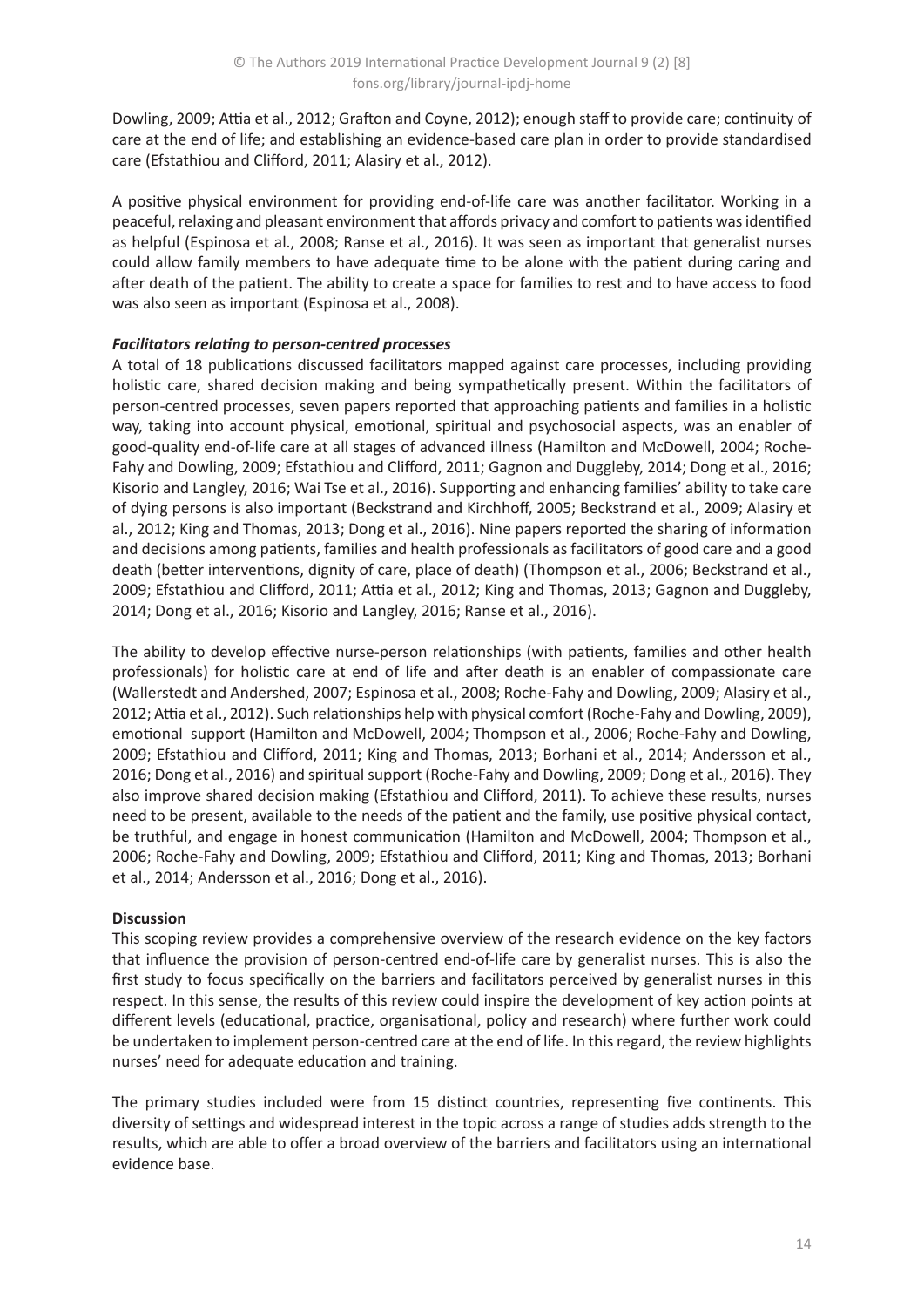Dowling, 2009; Attia et al., 2012; Grafton and Coyne, 2012); enough staff to provide care; continuity of care at the end of life; and establishing an evidence-based care plan in order to provide standardised care (Efstathiou and Clifford, 2011; Alasiry et al., 2012).

A positive physical environment for providing end-of-life care was another facilitator. Working in a peaceful, relaxing and pleasant environment that affords privacy and comfort to patients was identified as helpful (Espinosa et al., 2008; Ranse et al., 2016). It was seen as important that generalist nurses could allow family members to have adequate time to be alone with the patient during caring and after death of the patient. The ability to create a space for families to rest and to have access to food was also seen as important (Espinosa et al., 2008).

***Facilitators relating to person-centred processes***

A total of 18 publications discussed facilitators mapped against care processes, including providing holistic care, shared decision making and being sympathetically present. Within the facilitators of person-centred processes, seven papers reported that approaching patients and families in a holistic way, taking into account physical, emotional, spiritual and psychosocial aspects, was an enabler of good-quality end-of-life care at all stages of advanced illness (Hamilton and McDowell, 2004; Roche-Fahy and Dowling, 2009; Efstathiou and Clifford, 2011; Gagnon and Duggleby, 2014; Dong et al., 2016; Kisorio and Langley, 2016; Wai Tse et al., 2016). Supporting and enhancing families' ability to take care of dying persons is also important (Beckstrand and Kirchhoff, 2005; Beckstrand et al., 2009; Alasiry et al., 2012; King and Thomas, 2013; Dong et al., 2016). Nine papers reported the sharing of information and decisions among patients, families and health professionals as facilitators of good care and a good death (better interventions, dignity of care, place of death) (Thompson et al., 2006; Beckstrand et al., 2009; Efstathiou and Clifford, 2011; Attia et al., 2012; King and Thomas, 2013; Gagnon and Duggleby, 2014; Dong et al., 2016; Kisorio and Langley, 2016; Ranse et al., 2016).

The ability to develop effective nurse-person relationships (with patients, families and other health professionals) for holistic care at end of life and after death is an enabler of compassionate care (Wallerstedt and Andershed, 2007; Espinosa et al., 2008; Roche-Fahy and Dowling, 2009; Alasiry et al., 2012; Attia et al., 2012). Such relationships help with physical comfort (Roche-Fahy and Dowling, 2009), emotional support (Hamilton and McDowell, 2004; Thompson et al., 2006; Roche-Fahy and Dowling, 2009; Efstathiou and Clifford, 2011; King and Thomas, 2013; Borhani et al., 2014; Andersson et al., 2016; Dong et al., 2016) and spiritual support (Roche-Fahy and Dowling, 2009; Dong et al., 2016). They also improve shared decision making (Efstathiou and Clifford, 2011). To achieve these results, nurses need to be present, available to the needs of the patient and the family, use positive physical contact, be truthful, and engage in honest communication (Hamilton and McDowell, 2004; Thompson et al., 2006; Roche-Fahy and Dowling, 2009; Efstathiou and Clifford, 2011; King and Thomas, 2013; Borhani et al., 2014; Andersson et al., 2016; Dong et al., 2016).

## Discussion

This scoping review provides a comprehensive overview of the research evidence on the key factors that influence the provision of person-centred end-of-life care by generalist nurses. This is also the first study to focus specifically on the barriers and facilitators perceived by generalist nurses in this respect. In this sense, the results of this review could inspire the development of key action points at different levels (educational, practice, organisational, policy and research) where further work could be undertaken to implement person-centred care at the end of life. In this regard, the review highlights nurses' need for adequate education and training.

The primary studies included were from 15 distinct countries, representing five continents. This diversity of settings and widespread interest in the topic across a range of studies adds strength to the results, which are able to offer a broad overview of the barriers and facilitators using an international evidence base.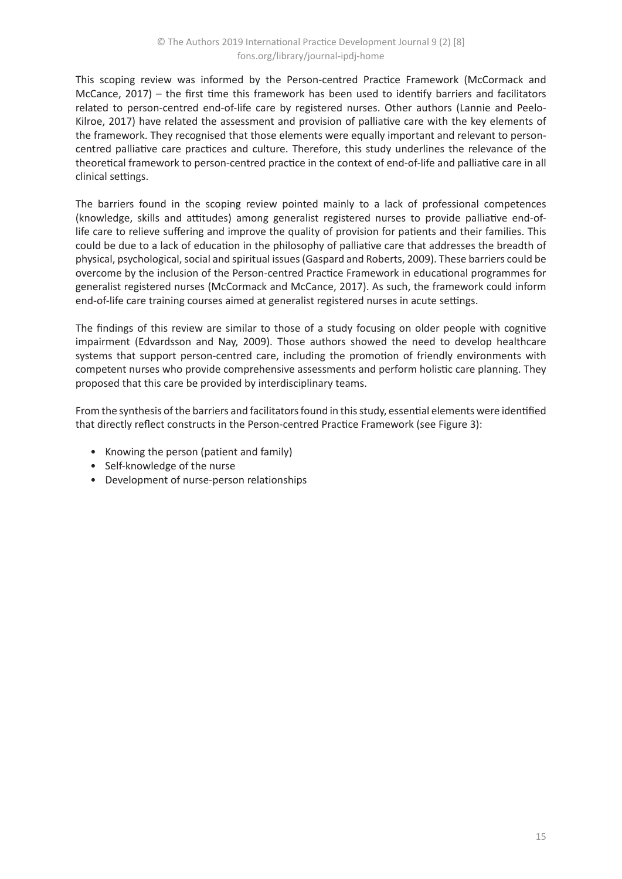This scoping review was informed by the Person-centred Practice Framework (McCormack and McCance, 2017) – the first time this framework has been used to identify barriers and facilitators related to person-centred end-of-life care by registered nurses. Other authors (Lannie and Peelo-Kilroe, 2017) have related the assessment and provision of palliative care with the key elements of the framework. They recognised that those elements were equally important and relevant to person-centred palliative care practices and culture. Therefore, this study underlines the relevance of the theoretical framework to person-centred practice in the context of end-of-life and palliative care in all clinical settings.

The barriers found in the scoping review pointed mainly to a lack of professional competences (knowledge, skills and attitudes) among generalist registered nurses to provide palliative end-of-life care to relieve suffering and improve the quality of provision for patients and their families. This could be due to a lack of education in the philosophy of palliative care that addresses the breadth of physical, psychological, social and spiritual issues (Gaspard and Roberts, 2009). These barriers could be overcome by the inclusion of the Person-centred Practice Framework in educational programmes for generalist registered nurses (McCormack and McCance, 2017). As such, the framework could inform end-of-life care training courses aimed at generalist registered nurses in acute settings.

The findings of this review are similar to those of a study focusing on older people with cognitive impairment (Edvardsson and Nay, 2009). Those authors showed the need to develop healthcare systems that support person-centred care, including the promotion of friendly environments with competent nurses who provide comprehensive assessments and perform holistic care planning. They proposed that this care be provided by interdisciplinary teams.

From the synthesis of the barriers and facilitators found in this study, essential elements were identified that directly reflect constructs in the Person-centred Practice Framework (see Figure 3):

- Knowing the person (patient and family)
- Self-knowledge of the nurse
- Development of nurse-person relationships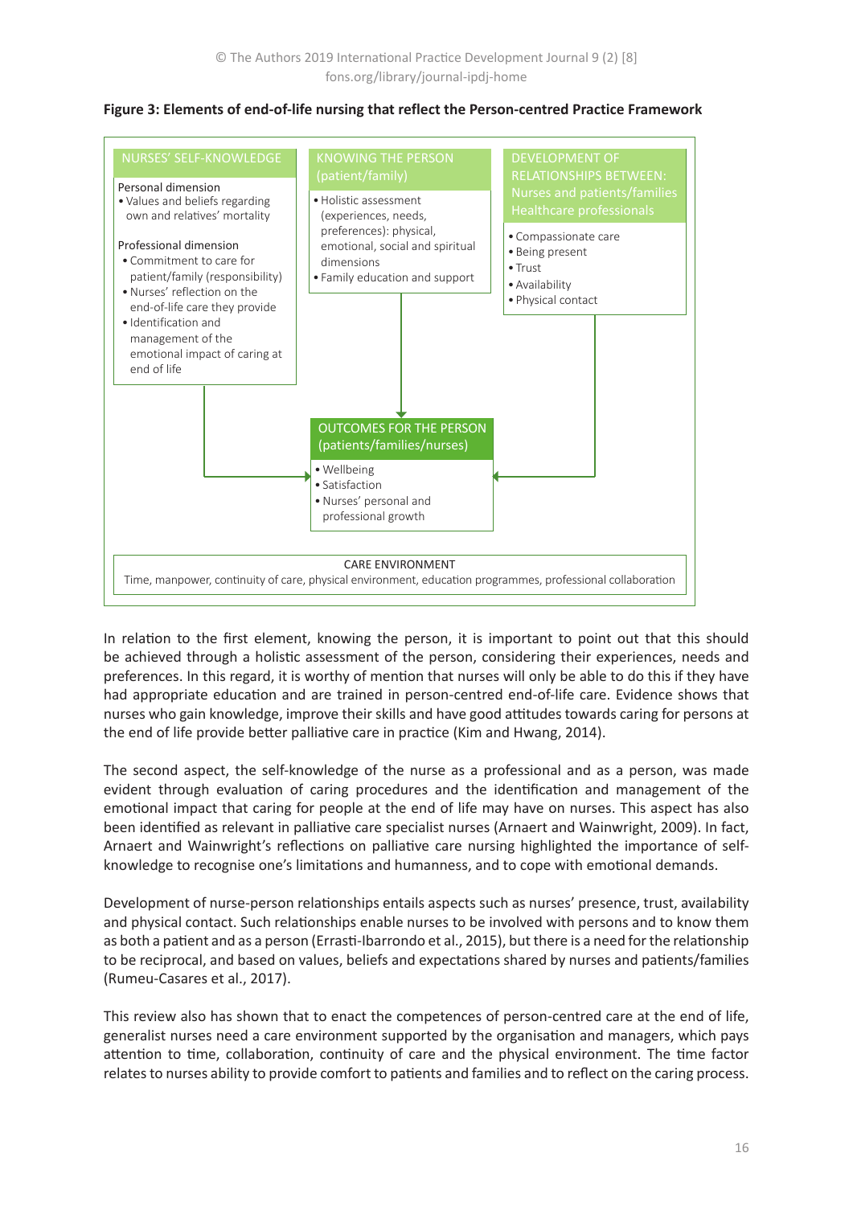**Figure 3: Elements of end-of-life nursing that reflect the Person-centred Practice Framework**

NURSES' SELF-KNOWLEDGE

Personal dimension
- Values and beliefs regarding own and relatives' mortality

Professional dimension
- Commitment to care for patient/family (responsibility)
- Nurses' reflection on the end-of-life care they provide
- Identification and management of the emotional impact of caring at end of life

KNOWING THE PERSON (patient/family)
- Holistic assessment (experiences, needs, preferences): physical, emotional, social and spiritual dimensions
- Family education and support

DEVELOPMENT OF RELATIONSHIPS BETWEEN: Nurses and patients/families Healthcare professionals
- Compassionate care
- Being present
- Trust
- Availability
- Physical contact

OUTCOMES FOR THE PERSON (patients/families/nurses)
- Wellbeing
- Satisfaction
- Nurses' personal and professional growth

CARE ENVIRONMENT
Time, manpower, continuity of care, physical environment, education programmes, professional collaboration

In relation to the first element, knowing the person, it is important to point out that this should be achieved through a holistic assessment of the person, considering their experiences, needs and preferences. In this regard, it is worthy of mention that nurses will only be able to do this if they have had appropriate education and are trained in person-centred end-of-life care. Evidence shows that nurses who gain knowledge, improve their skills and have good attitudes towards caring for persons at the end of life provide better palliative care in practice (Kim and Hwang, 2014).

The second aspect, the self-knowledge of the nurse as a professional and as a person, was made evident through evaluation of caring procedures and the identification and management of the emotional impact that caring for people at the end of life may have on nurses. This aspect has also been identified as relevant in palliative care specialist nurses (Arnaert and Wainwright, 2009). In fact, Arnaert and Wainwright's reflections on palliative care nursing highlighted the importance of self-knowledge to recognise one's limitations and humanness, and to cope with emotional demands.

Development of nurse-person relationships entails aspects such as nurses' presence, trust, availability and physical contact. Such relationships enable nurses to be involved with persons and to know them as both a patient and as a person (Errasti-Ibarrondo et al., 2015), but there is a need for the relationship to be reciprocal, and based on values, beliefs and expectations shared by nurses and patients/families (Rumeu-Casares et al., 2017).

This review also has shown that to enact the competences of person-centred care at the end of life, generalist nurses need a care environment supported by the organisation and managers, which pays attention to time, collaboration, continuity of care and the physical environment. The time factor relates to nurses ability to provide comfort to patients and families and to reflect on the caring process.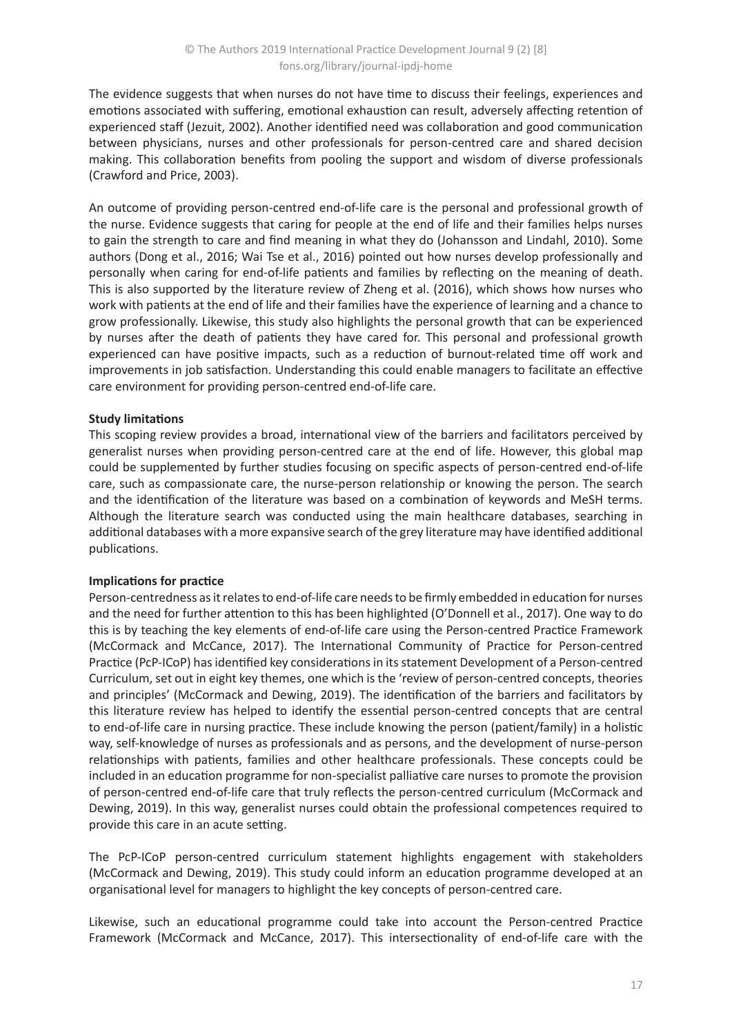The evidence suggests that when nurses do not have time to discuss their feelings, experiences and emotions associated with suffering, emotional exhaustion can result, adversely affecting retention of experienced staff (Jezuit, 2002). Another identified need was collaboration and good communication between physicians, nurses and other professionals for person-centred care and shared decision making. This collaboration benefits from pooling the support and wisdom of diverse professionals (Crawford and Price, 2003).

An outcome of providing person-centred end-of-life care is the personal and professional growth of the nurse. Evidence suggests that caring for people at the end of life and their families helps nurses to gain the strength to care and find meaning in what they do (Johansson and Lindahl, 2010). Some authors (Dong et al., 2016; Wai Tse et al., 2016) pointed out how nurses develop professionally and personally when caring for end-of-life patients and families by reflecting on the meaning of death. This is also supported by the literature review of Zheng et al. (2016), which shows how nurses who work with patients at the end of life and their families have the experience of learning and a chance to grow professionally. Likewise, this study also highlights the personal growth that can be experienced by nurses after the death of patients they have cared for. This personal and professional growth experienced can have positive impacts, such as a reduction of burnout-related time off work and improvements in job satisfaction. Understanding this could enable managers to facilitate an effective care environment for providing person-centred end-of-life care.

**Study limitations**

This scoping review provides a broad, international view of the barriers and facilitators perceived by generalist nurses when providing person-centred care at the end of life. However, this global map could be supplemented by further studies focusing on specific aspects of person-centred end-of-life care, such as compassionate care, the nurse-person relationship or knowing the person. The search and the identification of the literature was based on a combination of keywords and MeSH terms. Although the literature search was conducted using the main healthcare databases, searching in additional databases with a more expansive search of the grey literature may have identified additional publications.

**Implications for practice**

Person-centredness as it relates to end-of-life care needs to be firmly embedded in education for nurses and the need for further attention to this has been highlighted (O'Donnell et al., 2017). One way to do this is by teaching the key elements of end-of-life care using the Person-centred Practice Framework (McCormack and McCance, 2017). The International Community of Practice for Person-centred Practice (PcP-ICoP) has identified key considerations in its statement Development of a Person-centred Curriculum, set out in eight key themes, one which is the 'review of person-centred concepts, theories and principles' (McCormack and Dewing, 2019). The identification of the barriers and facilitators by this literature review has helped to identify the essential person-centred concepts that are central to end-of-life care in nursing practice. These include knowing the person (patient/family) in a holistic way, self-knowledge of nurses as professionals and as persons, and the development of nurse-person relationships with patients, families and other healthcare professionals. These concepts could be included in an education programme for non-specialist palliative care nurses to promote the provision of person-centred end-of-life care that truly reflects the person-centred curriculum (McCormack and Dewing, 2019). In this way, generalist nurses could obtain the professional competences required to provide this care in an acute setting.

The PcP-ICoP person-centred curriculum statement highlights engagement with stakeholders (McCormack and Dewing, 2019). This study could inform an education programme developed at an organisational level for managers to highlight the key concepts of person-centred care.

Likewise, such an educational programme could take into account the Person-centred Practice Framework (McCormack and McCance, 2017). This intersectionality of end-of-life care with the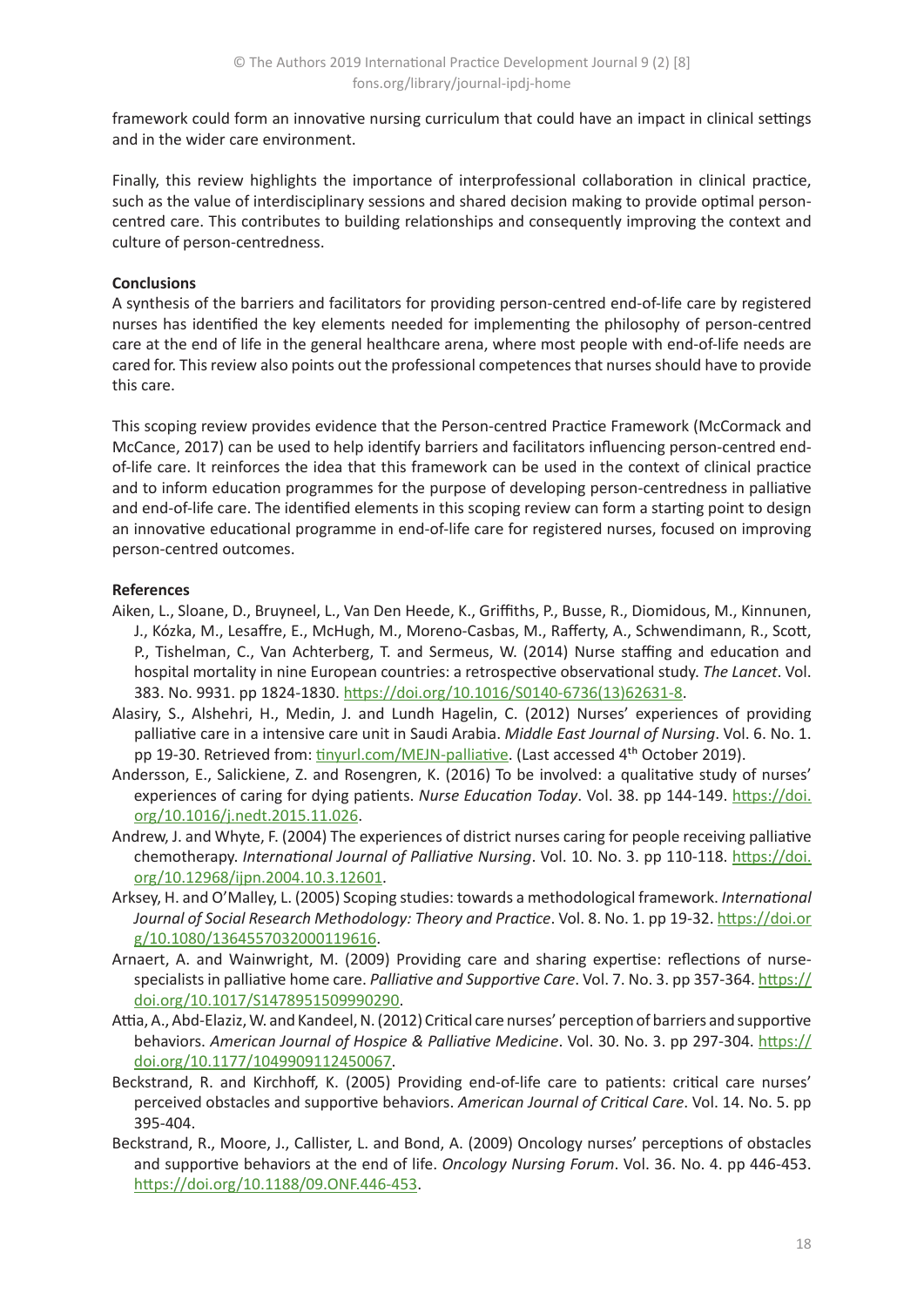framework could form an innovative nursing curriculum that could have an impact in clinical settings and in the wider care environment.

Finally, this review highlights the importance of interprofessional collaboration in clinical practice, such as the value of interdisciplinary sessions and shared decision making to provide optimal person-centred care. This contributes to building relationships and consequently improving the context and culture of person-centredness.

**Conclusions**

A synthesis of the barriers and facilitators for providing person-centred end-of-life care by registered nurses has identified the key elements needed for implementing the philosophy of person-centred care at the end of life in the general healthcare arena, where most people with end-of-life needs are cared for. This review also points out the professional competences that nurses should have to provide this care.

This scoping review provides evidence that the Person-centred Practice Framework (McCormack and McCance, 2017) can be used to help identify barriers and facilitators influencing person-centred end-of-life care. It reinforces the idea that this framework can be used in the context of clinical practice and to inform education programmes for the purpose of developing person-centredness in palliative and end-of-life care. The identified elements in this scoping review can form a starting point to design an innovative educational programme in end-of-life care for registered nurses, focused on improving person-centred outcomes.

**References**

Aiken, L., Sloane, D., Bruyneel, L., Van Den Heede, K., Griffiths, P., Busse, R., Diomidous, M., Kinnunen, J., Kózka, M., Lesaffre, E., McHugh, M., Moreno-Casbas, M., Rafferty, A., Schwendimann, R., Scott, P., Tishelman, C., Van Achterberg, T. and Sermeus, W. (2014) Nurse staffing and education and hospital mortality in nine European countries: a retrospective observational study. *The Lancet*. Vol. 383. No. 9931. pp 1824-1830. https://doi.org/10.1016/S0140-6736(13)62631-8.

Alasiry, S., Alshehri, H., Medin, J. and Lundh Hagelin, C. (2012) Nurses' experiences of providing palliative care in a intensive care unit in Saudi Arabia. *Middle East Journal of Nursing*. Vol. 6. No. 1. pp 19-30. Retrieved from: tinyurl.com/MEJN-palliative. (Last accessed 4th October 2019).

Andersson, E., Salickiene, Z. and Rosengren, K. (2016) To be involved: a qualitative study of nurses' experiences of caring for dying patients. *Nurse Education Today*. Vol. 38. pp 144-149. https://doi.org/10.1016/j.nedt.2015.11.026.

Andrew, J. and Whyte, F. (2004) The experiences of district nurses caring for people receiving palliative chemotherapy. *International Journal of Palliative Nursing*. Vol. 10. No. 3. pp 110-118. https://doi.org/10.12968/ijpn.2004.10.3.12601.

Arksey, H. and O'Malley, L. (2005) Scoping studies: towards a methodological framework. *International Journal of Social Research Methodology: Theory and Practice*. Vol. 8. No. 1. pp 19-32. https://doi.org/10.1080/1364557032000119616.

Arnaert, A. and Wainwright, M. (2009) Providing care and sharing expertise: reflections of nurse-specialists in palliative home care. *Palliative and Supportive Care*. Vol. 7. No. 3. pp 357-364. https://doi.org/10.1017/S1478951509990290.

Attia, A., Abd-Elaziz, W. and Kandeel, N. (2012) Critical care nurses' perception of barriers and supportive behaviors. *American Journal of Hospice & Palliative Medicine*. Vol. 30. No. 3. pp 297-304. https://doi.org/10.1177/1049909112450067.

Beckstrand, R. and Kirchhoff, K. (2005) Providing end-of-life care to patients: critical care nurses' perceived obstacles and supportive behaviors. *American Journal of Critical Care*. Vol. 14. No. 5. pp 395-404.

Beckstrand, R., Moore, J., Callister, L. and Bond, A. (2009) Oncology nurses' perceptions of obstacles and supportive behaviors at the end of life. *Oncology Nursing Forum*. Vol. 36. No. 4. pp 446-453. https://doi.org/10.1188/09.ONF.446-453.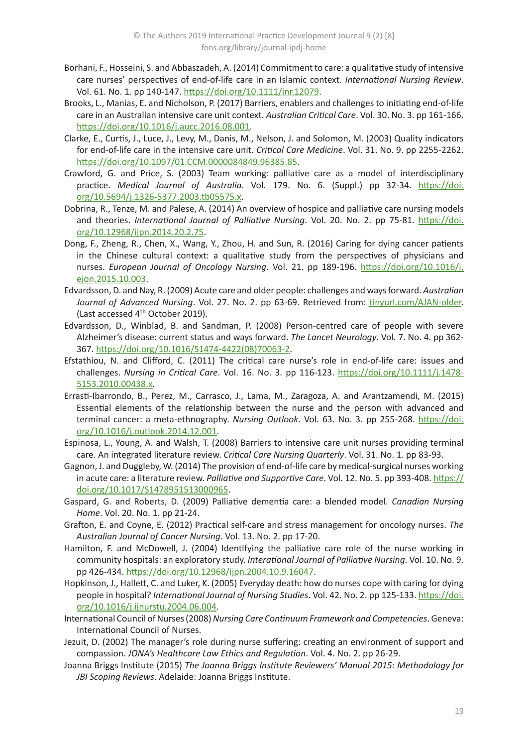Borhani, F., Hosseini, S. and Abbaszadeh, A. (2014) Commitment to care: a qualitative study of intensive care nurses' perspectives of end-of-life care in an Islamic context. *International Nursing Review*. Vol. 61. No. 1. pp 140-147. https://doi.org/10.1111/inr.12079.

Brooks, L., Manias, E. and Nicholson, P. (2017) Barriers, enablers and challenges to initiating end-of-life care in an Australian intensive care unit context. *Australian Critical Care*. Vol. 30. No. 3. pp 161-166. https://doi.org/10.1016/j.aucc.2016.08.001.

Clarke, E., Curtis, J., Luce, J., Levy, M., Danis, M., Nelson, J. and Solomon, M. (2003) Quality indicators for end-of-life care in the intensive care unit. *Critical Care Medicine*. Vol. 31. No. 9. pp 2255-2262. https://doi.org/10.1097/01.CCM.0000084849.96385.85.

Crawford, G. and Price, S. (2003) Team working: palliative care as a model of interdisciplinary practice. *Medical Journal of Australia*. Vol. 179. No. 6. (Suppl.) pp 32-34. https://doi.org/10.5694/j.1326-5377.2003.tb05575.x.

Dobrina, R., Tenze, M. and Palese, A. (2014) An overview of hospice and palliative care nursing models and theories. *International Journal of Palliative Nursing*. Vol. 20. No. 2. pp 75-81. https://doi.org/10.12968/ijpn.2014.20.2.75.

Dong, F., Zheng, R., Chen, X., Wang, Y., Zhou, H. and Sun, R. (2016) Caring for dying cancer patients in the Chinese cultural context: a qualitative study from the perspectives of physicians and nurses. *European Journal of Oncology Nursing*. Vol. 21. pp 189-196. https://doi.org/10.1016/j.ejon.2015.10.003.

Edvardsson, D. and Nay, R. (2009) Acute care and older people: challenges and ways forward. *Australian Journal of Advanced Nursing*. Vol. 27. No. 2. pp 63-69. Retrieved from: tinyurl.com/AJAN-older. (Last accessed 4th October 2019).

Edvardsson, D., Winblad, B. and Sandman, P. (2008) Person-centred care of people with severe Alzheimer's disease: current status and ways forward. *The Lancet Neurology*. Vol. 7. No. 4. pp 362-367. https://doi.org/10.1016/S1474-4422(08)70063-2.

Efstathiou, N. and Clifford, C. (2011) The critical care nurse's role in end-of-life care: issues and challenges. *Nursing in Critical Care*. Vol. 16. No. 3. pp 116-123. https://doi.org/10.1111/j.1478-5153.2010.00438.x.

Errasti-Ibarrondo, B., Perez, M., Carrasco, J., Lama, M., Zaragoza, A. and Arantzamendi, M. (2015) Essential elements of the relationship between the nurse and the person with advanced and terminal cancer: a meta-ethnography. *Nursing Outlook*. Vol. 63. No. 3. pp 255-268. https://doi.org/10.1016/j.outlook.2014.12.001.

Espinosa, L., Young, A. and Walsh, T. (2008) Barriers to intensive care unit nurses providing terminal care. An integrated literature review. *Critical Care Nursing Quarterly*. Vol. 31. No. 1. pp 83-93.

Gagnon, J. and Duggleby, W. (2014) The provision of end-of-life care by medical-surgical nurses working in acute care: a literature review. *Palliative and Supportive Care*. Vol. 12. No. 5. pp 393-408. https://doi.org/10.1017/S1478951513000965.

Gaspard, G. and Roberts, D. (2009) Palliative dementia care: a blended model. *Canadian Nursing Home*. Vol. 20. No. 1. pp 21-24.

Grafton, E. and Coyne, E. (2012) Practical self-care and stress management for oncology nurses. *The Australian Journal of Cancer Nursing*. Vol. 13. No. 2. pp 17-20.

Hamilton, F. and McDowell, J. (2004) Identifying the palliative care role of the nurse working in community hospitals: an exploratory study. *Interational Journal of Palliative Nursing*. Vol. 10. No. 9. pp 426-434. https://doi.org/10.12968/ijpn.2004.10.9.16047.

Hopkinson, J., Hallett, C. and Luker, K. (2005) Everyday death: how do nurses cope with caring for dying people in hospital? *International Journal of Nursing Studies*. Vol. 42. No. 2. pp 125-133. https://doi.org/10.1016/j.ijnurstu.2004.06.004.

International Council of Nurses (2008) *Nursing Care Continuum Framework and Competencies*. Geneva: International Council of Nurses.

Jezuit, D. (2002) The manager's role during nurse suffering: creating an environment of support and compassion. *JONA's Healthcare Law Ethics and Regulation*. Vol. 4. No. 2. pp 26-29.

Joanna Briggs Institute (2015) *The Joanna Briggs Institute Reviewers' Manual 2015: Methodology for JBI Scoping Reviews*. Adelaide: Joanna Briggs Institute.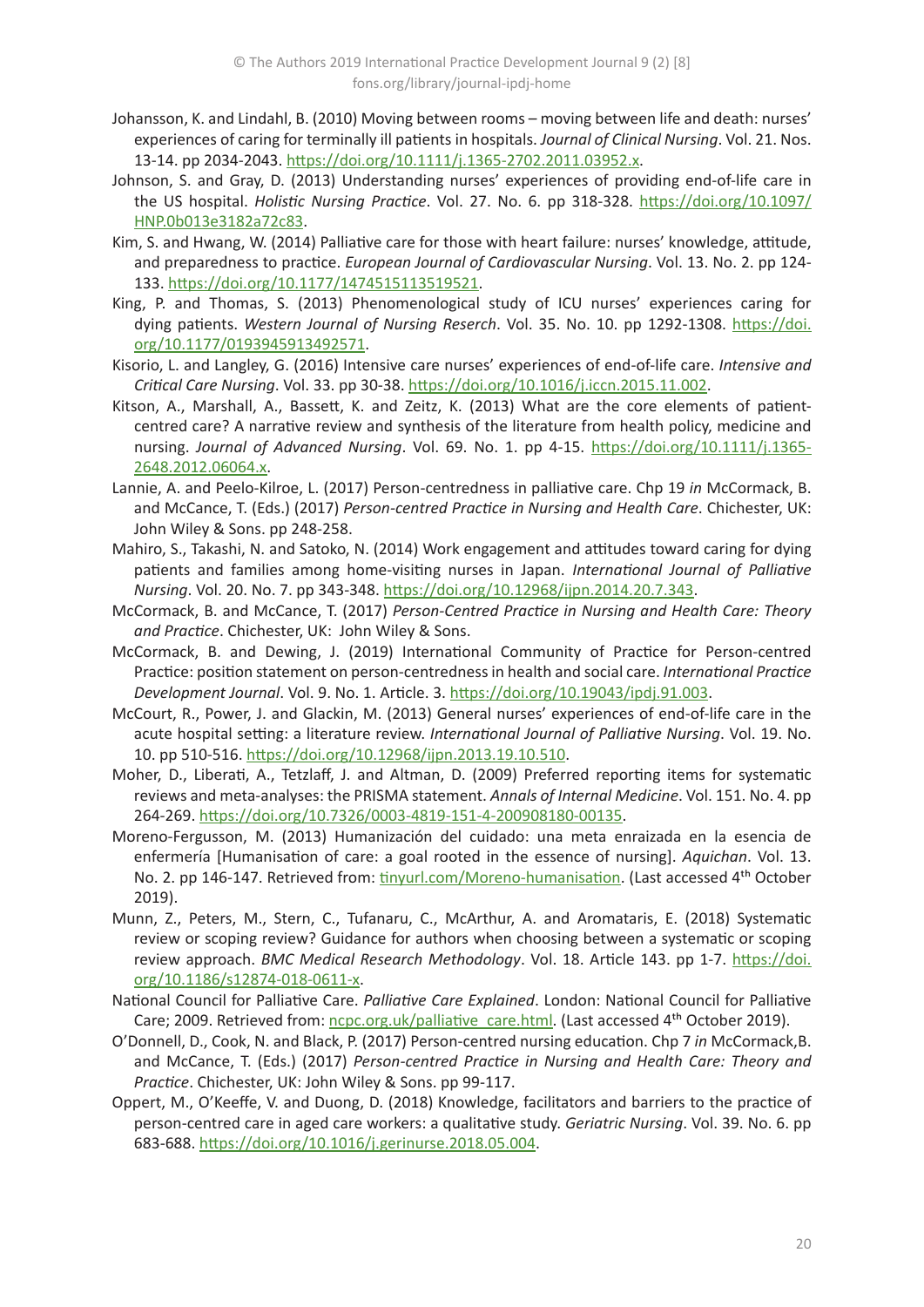Johansson, K. and Lindahl, B. (2010) Moving between rooms – moving between life and death: nurses' experiences of caring for terminally ill patients in hospitals. *Journal of Clinical Nursing*. Vol. 21. Nos. 13-14. pp 2034-2043. https://doi.org/10.1111/j.1365-2702.2011.03952.x.

Johnson, S. and Gray, D. (2013) Understanding nurses' experiences of providing end-of-life care in the US hospital. *Holistic Nursing Practice*. Vol. 27. No. 6. pp 318-328. https://doi.org/10.1097/HNP.0b013e3182a72c83.

Kim, S. and Hwang, W. (2014) Palliative care for those with heart failure: nurses' knowledge, attitude, and preparedness to practice. *European Journal of Cardiovascular Nursing*. Vol. 13. No. 2. pp 124-133. https://doi.org/10.1177/1474515113519521.

King, P. and Thomas, S. (2013) Phenomenological study of ICU nurses' experiences caring for dying patients. *Western Journal of Nursing Reserch*. Vol. 35. No. 10. pp 1292-1308. https://doi.org/10.1177/0193945913492571.

Kisorio, L. and Langley, G. (2016) Intensive care nurses' experiences of end-of-life care. *Intensive and Critical Care Nursing*. Vol. 33. pp 30-38. https://doi.org/10.1016/j.iccn.2015.11.002.

Kitson, A., Marshall, A., Bassett, K. and Zeitz, K. (2013) What are the core elements of patient-centred care? A narrative review and synthesis of the literature from health policy, medicine and nursing. *Journal of Advanced Nursing*. Vol. 69. No. 1. pp 4-15. https://doi.org/10.1111/j.1365-2648.2012.06064.x.

Lannie, A. and Peelo-Kilroe, L. (2017) Person-centredness in palliative care. Chp 19 *in* McCormack, B. and McCance, T. (Eds.) (2017) *Person-centred Practice in Nursing and Health Care*. Chichester, UK: John Wiley & Sons. pp 248-258.

Mahiro, S., Takashi, N. and Satoko, N. (2014) Work engagement and attitudes toward caring for dying patients and families among home-visiting nurses in Japan. *International Journal of Palliative Nursing*. Vol. 20. No. 7. pp 343-348. https://doi.org/10.12968/ijpn.2014.20.7.343.

McCormack, B. and McCance, T. (2017) *Person-Centred Practice in Nursing and Health Care: Theory and Practice*. Chichester, UK: John Wiley & Sons.

McCormack, B. and Dewing, J. (2019) International Community of Practice for Person-centred Practice: position statement on person-centredness in health and social care. *International Practice Development Journal*. Vol. 9. No. 1. Article. 3. https://doi.org/10.19043/ipdj.91.003.

McCourt, R., Power, J. and Glackin, M. (2013) General nurses' experiences of end-of-life care in the acute hospital setting: a literature review. *International Journal of Palliative Nursing*. Vol. 19. No. 10. pp 510-516. https://doi.org/10.12968/ijpn.2013.19.10.510.

Moher, D., Liberati, A., Tetzlaff, J. and Altman, D. (2009) Preferred reporting items for systematic reviews and meta-analyses: the PRISMA statement. *Annals of Internal Medicine*. Vol. 151. No. 4. pp 264-269. https://doi.org/10.7326/0003-4819-151-4-200908180-00135.

Moreno-Fergusson, M. (2013) Humanización del cuidado: una meta enraizada en la esencia de enfermería [Humanisation of care: a goal rooted in the essence of nursing]. *Aquichan*. Vol. 13. No. 2. pp 146-147. Retrieved from: tinyurl.com/Moreno-humanisation. (Last accessed 4th October 2019).

Munn, Z., Peters, M., Stern, C., Tufanaru, C., McArthur, A. and Aromataris, E. (2018) Systematic review or scoping review? Guidance for authors when choosing between a systematic or scoping review approach. *BMC Medical Research Methodology*. Vol. 18. Article 143. pp 1-7. https://doi.org/10.1186/s12874-018-0611-x.

National Council for Palliative Care. *Palliative Care Explained*. London: National Council for Palliative Care; 2009. Retrieved from: ncpc.org.uk/palliative_care.html. (Last accessed 4th October 2019).

O'Donnell, D., Cook, N. and Black, P. (2017) Person-centred nursing education. Chp 7 *in* McCormack,B. and McCance, T. (Eds.) (2017) *Person-centred Practice in Nursing and Health Care: Theory and Practice*. Chichester, UK: John Wiley & Sons. pp 99-117.

Oppert, M., O'Keeffe, V. and Duong, D. (2018) Knowledge, facilitators and barriers to the practice of person-centred care in aged care workers: a qualitative study. *Geriatric Nursing*. Vol. 39. No. 6. pp 683-688. https://doi.org/10.1016/j.gerinurse.2018.05.004.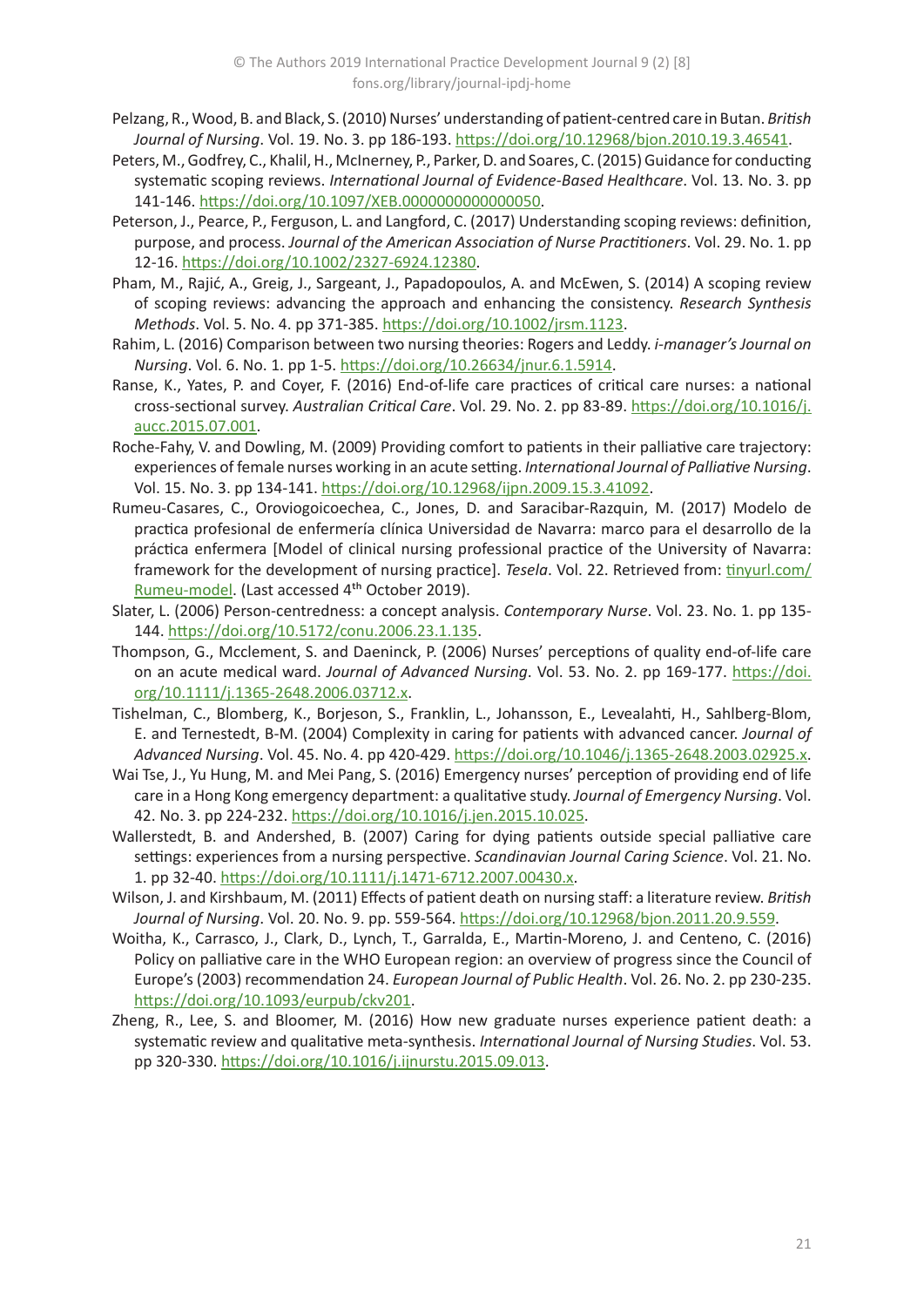Pelzang, R., Wood, B. and Black, S. (2010) Nurses' understanding of patient-centred care in Butan. *British Journal of Nursing*. Vol. 19. No. 3. pp 186-193. https://doi.org/10.12968/bjon.2010.19.3.46541.

Peters, M., Godfrey, C., Khalil, H., McInerney, P., Parker, D. and Soares, C. (2015) Guidance for conducting systematic scoping reviews. *International Journal of Evidence-Based Healthcare*. Vol. 13. No. 3. pp 141-146. https://doi.org/10.1097/XEB.0000000000000050.

Peterson, J., Pearce, P., Ferguson, L. and Langford, C. (2017) Understanding scoping reviews: definition, purpose, and process. *Journal of the American Association of Nurse Practitioners*. Vol. 29. No. 1. pp 12-16. https://doi.org/10.1002/2327-6924.12380.

Pham, M., Rajić, A., Greig, J., Sargeant, J., Papadopoulos, A. and McEwen, S. (2014) A scoping review of scoping reviews: advancing the approach and enhancing the consistency. *Research Synthesis Methods*. Vol. 5. No. 4. pp 371-385. https://doi.org/10.1002/jrsm.1123.

Rahim, L. (2016) Comparison between two nursing theories: Rogers and Leddy. *i-manager's Journal on Nursing*. Vol. 6. No. 1. pp 1-5. https://doi.org/10.26634/jnur.6.1.5914.

Ranse, K., Yates, P. and Coyer, F. (2016) End-of-life care practices of critical care nurses: a national cross-sectional survey. *Australian Critical Care*. Vol. 29. No. 2. pp 83-89. https://doi.org/10.1016/j.aucc.2015.07.001.

Roche-Fahy, V. and Dowling, M. (2009) Providing comfort to patients in their palliative care trajectory: experiences of female nurses working in an acute setting. *International Journal of Palliative Nursing*. Vol. 15. No. 3. pp 134-141. https://doi.org/10.12968/ijpn.2009.15.3.41092.

Rumeu-Casares, C., Oroviogoicoechea, C., Jones, D. and Saracibar-Razquin, M. (2017) Modelo de practica profesional de enfermería clínica Universidad de Navarra: marco para el desarrollo de la práctica enfermera [Model of clinical nursing professional practice of the University of Navarra: framework for the development of nursing practice]. *Tesela*. Vol. 22. Retrieved from: tinyurl.com/Rumeu-model. (Last accessed 4th October 2019).

Slater, L. (2006) Person-centredness: a concept analysis. *Contemporary Nurse*. Vol. 23. No. 1. pp 135-144. https://doi.org/10.5172/conu.2006.23.1.135.

Thompson, G., Mcclement, S. and Daeninck, P. (2006) Nurses' perceptions of quality end-of-life care on an acute medical ward. *Journal of Advanced Nursing*. Vol. 53. No. 2. pp 169-177. https://doi.org/10.1111/j.1365-2648.2006.03712.x.

Tishelman, C., Blomberg, K., Borjeson, S., Franklin, L., Johansson, E., Levealahti, H., Sahlberg-Blom, E. and Ternestedt, B-M. (2004) Complexity in caring for patients with advanced cancer. *Journal of Advanced Nursing*. Vol. 45. No. 4. pp 420-429. https://doi.org/10.1046/j.1365-2648.2003.02925.x.

Wai Tse, J., Yu Hung, M. and Mei Pang, S. (2016) Emergency nurses' perception of providing end of life care in a Hong Kong emergency department: a qualitative study. *Journal of Emergency Nursing*. Vol. 42. No. 3. pp 224-232. https://doi.org/10.1016/j.jen.2015.10.025.

Wallerstedt, B. and Andershed, B. (2007) Caring for dying patients outside special palliative care settings: experiences from a nursing perspective. *Scandinavian Journal Caring Science*. Vol. 21. No. 1. pp 32-40. https://doi.org/10.1111/j.1471-6712.2007.00430.x.

Wilson, J. and Kirshbaum, M. (2011) Effects of patient death on nursing staff: a literature review. *British Journal of Nursing*. Vol. 20. No. 9. pp. 559-564. https://doi.org/10.12968/bjon.2011.20.9.559.

Woitha, K., Carrasco, J., Clark, D., Lynch, T., Garralda, E., Martin-Moreno, J. and Centeno, C. (2016) Policy on palliative care in the WHO European region: an overview of progress since the Council of Europe's (2003) recommendation 24. *European Journal of Public Health*. Vol. 26. No. 2. pp 230-235. https://doi.org/10.1093/eurpub/ckv201.

Zheng, R., Lee, S. and Bloomer, M. (2016) How new graduate nurses experience patient death: a systematic review and qualitative meta-synthesis. *International Journal of Nursing Studies*. Vol. 53. pp 320-330. https://doi.org/10.1016/j.ijnurstu.2015.09.013.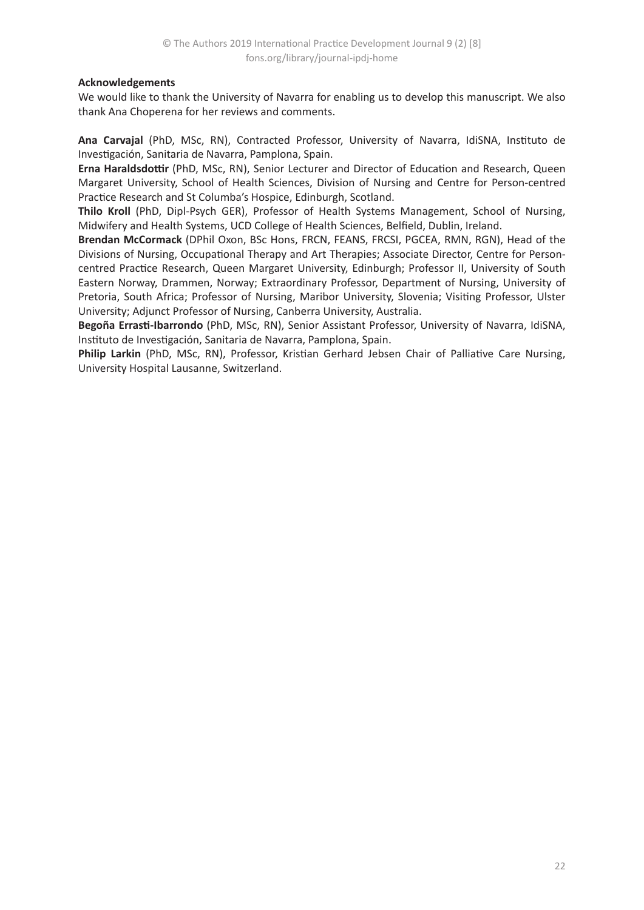**Acknowledgements**

We would like to thank the University of Navarra for enabling us to develop this manuscript. We also thank Ana Choperena for her reviews and comments.

**Ana Carvajal** (PhD, MSc, RN), Contracted Professor, University of Navarra, IdiSNA, Instituto de Investigación, Sanitaria de Navarra, Pamplona, Spain.

**Erna Haraldsdottir** (PhD, MSc, RN), Senior Lecturer and Director of Education and Research, Queen Margaret University, School of Health Sciences, Division of Nursing and Centre for Person-centred Practice Research and St Columba's Hospice, Edinburgh, Scotland.

**Thilo Kroll** (PhD, Dipl-Psych GER), Professor of Health Systems Management, School of Nursing, Midwifery and Health Systems, UCD College of Health Sciences, Belfield, Dublin, Ireland.

**Brendan McCormack** (DPhil Oxon, BSc Hons, FRCN, FEANS, FRCSI, PGCEA, RMN, RGN), Head of the Divisions of Nursing, Occupational Therapy and Art Therapies; Associate Director, Centre for Person-centred Practice Research, Queen Margaret University, Edinburgh; Professor II, University of South Eastern Norway, Drammen, Norway; Extraordinary Professor, Department of Nursing, University of Pretoria, South Africa; Professor of Nursing, Maribor University, Slovenia; Visiting Professor, Ulster University; Adjunct Professor of Nursing, Canberra University, Australia.

**Begoña Errasti-Ibarrondo** (PhD, MSc, RN), Senior Assistant Professor, University of Navarra, IdiSNA, Instituto de Investigación, Sanitaria de Navarra, Pamplona, Spain.

**Philip Larkin** (PhD, MSc, RN), Professor, Kristian Gerhard Jebsen Chair of Palliative Care Nursing, University Hospital Lausanne, Switzerland.